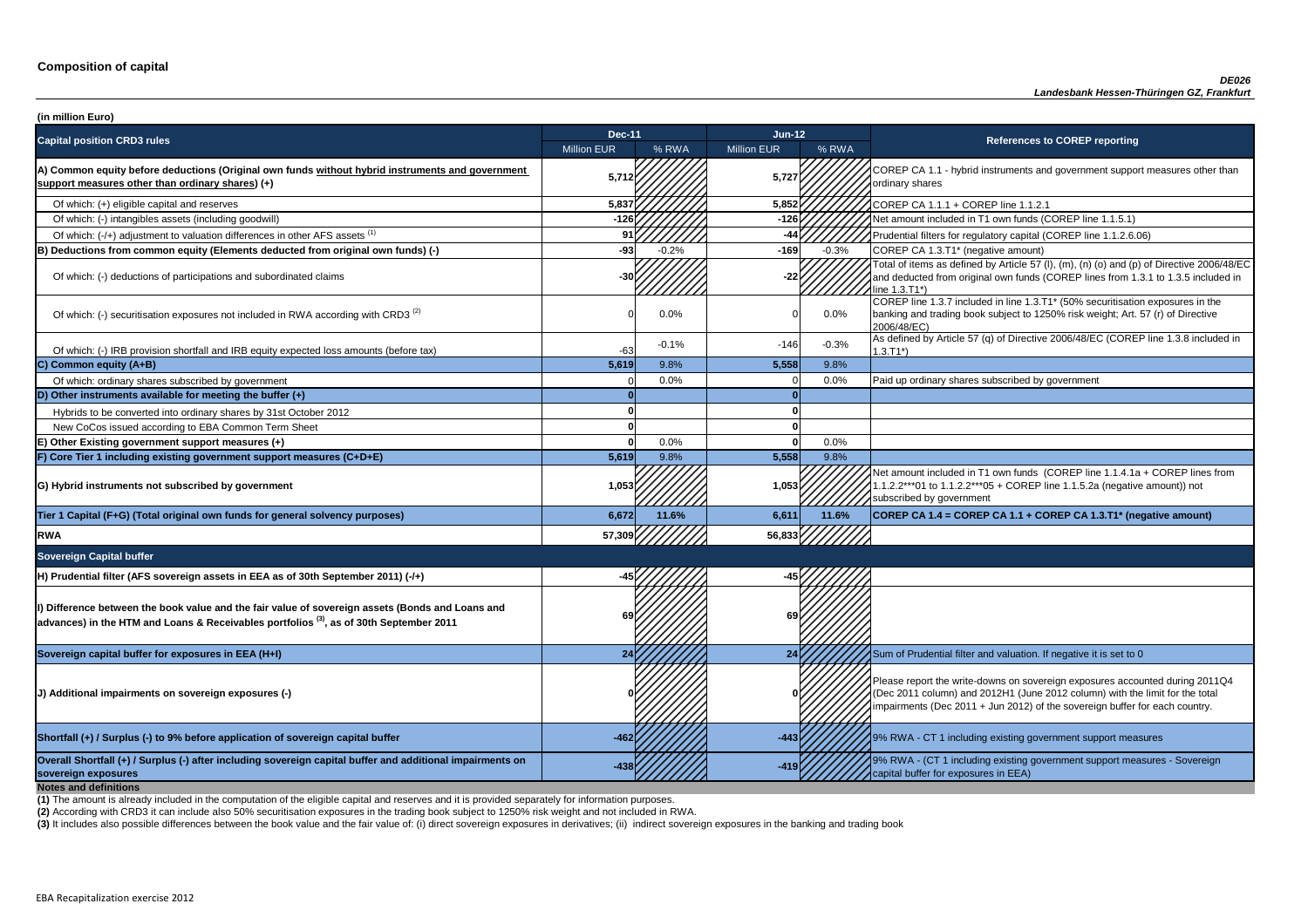## Composition of capital

***DE026***
***Landesbank Hessen-Thüringen GZ, Frankfurt***

**(in million Euro)**

| Capital position CRD3 rules | Dec-11 | | Jun-12 | | References to COREP reporting |
|---|---|---|---|---|---|
| | Million EUR | % RWA | Million EUR | % RWA | |
| **A) Common equity before deductions (Original own funds without hybrid instruments and government support measures other than ordinary shares) (+)** | 5,712 | | 5,727 | | COREP CA 1.1 - hybrid instruments and government support measures other than ordinary shares |
| Of which: (+) eligible capital and reserves | 5,837 | | 5,852 | | COREP CA 1.1.1 + COREP line 1.1.2.1 |
| Of which: (-) intangibles assets (including goodwill) | -126 | | -126 | | Net amount included in T1 own funds (COREP line 1.1.5.1) |
| Of which: (-/+) adjustment to valuation differences in other AFS assets [1] | 91 | | -44 | | Prudential filters for regulatory capital (COREP line 1.1.2.6.06) |
| **B) Deductions from common equity (Elements deducted from original own funds) (-)** | -93 | -0.2% | -169 | -0.3% | COREP CA 1.3.T1* (negative amount) |
| Of which: (-) deductions of participations and subordinated claims | -30 | | -22 | | Total of items as defined by Article 57 (l), (m), (n) (o) and (p) of Directive 2006/48/EC and deducted from original own funds (COREP lines from 1.3.1 to 1.3.5 included in line 1.3.T1*) |
| Of which: (-) securitisation exposures not included in RWA according with CRD3 [2] | 0 | 0.0% | 0 | 0.0% | COREP line 1.3.7 included in line 1.3.T1* (50% securitisation exposures in the banking and trading book subject to 1250% risk weight; Art. 57 (r) of Directive 2006/48/EC) |
| Of which: (-) IRB provision shortfall and IRB equity expected loss amounts (before tax) | -63 | -0.1% | -146 | -0.3% | As defined by Article 57 (q) of Directive 2006/48/EC (COREP line 1.3.8 included in 1.3.T1*) |
| **C) Common equity (A+B)** | 5,619 | 9.8% | 5,558 | 9.8% | |
| Of which: ordinary shares subscribed by government | 0 | 0.0% | 0 | 0.0% | Paid up ordinary shares subscribed by government |
| **D) Other instruments available for meeting the buffer (+)** | 0 | | 0 | | |
| Hybrids to be converted into ordinary shares by 31st October 2012 | 0 | | 0 | | |
| New CoCos issued according to EBA Common Term Sheet | 0 | | 0 | | |
| **E) Other Existing government support measures (+)** | 0 | 0.0% | 0 | 0.0% | |
| **F) Core Tier 1 including existing government support measures (C+D+E)** | 5,619 | 9.8% | 5,558 | 9.8% | |
| **G) Hybrid instruments not subscribed by government** | 1,053 | | 1,053 | | Net amount included in T1 own funds (COREP line 1.1.4.1a + COREP lines from 1.1.2.2***01 to 1.1.2.2***05 + COREP line 1.1.5.2a (negative amount)) not subscribed by government |
| **Tier 1 Capital (F+G) (Total original own funds for general solvency purposes)** | 6,672 | 11.6% | 6,611 | 11.6% | **COREP CA 1.4 = COREP CA 1.1 + COREP CA 1.3.T1* (negative amount)** |
| **RWA** | 57,309 | | 56,833 | | |
| **Sovereign Capital buffer** | | | | | |
| **H) Prudential filter (AFS sovereign assets in EEA as of 30th September 2011) (-/+)** | -45 | | -45 | | |
| **I) Difference between the book value and the fair value of sovereign assets (Bonds and Loans and advances) in the HTM and Loans & Receivables portfolios [3], as of 30th September 2011** | 69 | | 69 | | |
| **Sovereign capital buffer for exposures in EEA (H+I)** | 24 | | 24 | | Sum of Prudential filter and valuation. If negative it is set to 0 |
| **J) Additional impairments on sovereign exposures (-)** | 0 | | 0 | | Please report the write-downs on sovereign exposures accounted during 2011Q4 (Dec 2011 column) and 2012H1 (June 2012 column) with the limit for the total impairments (Dec 2011 + Jun 2012) of the sovereign buffer for each country. |
| **Shortfall (+) / Surplus (-) to 9% before application of sovereign capital buffer** | -462 | | -443 | | 9% RWA - CT 1 including existing government support measures |
| **Overall Shortfall (+) / Surplus (-) after including sovereign capital buffer and additional impairments on sovereign exposures** | -438 | | -419 | | 9% RWA - (CT 1 including existing government support measures - Sovereign capital buffer for exposures in EEA) |

**Notes and definitions**

**(1)** The amount is already included in the computation of the eligible capital and reserves and it is provided separately for information purposes.

**(2)** According with CRD3 it can include also 50% securitisation exposures in the trading book subject to 1250% risk weight and not included in RWA.

**(3)** It includes also possible differences between the book value and the fair value of: (i) direct sovereign exposures in derivatives; (ii) indirect sovereign exposures in the banking and trading book

EBA Recapitalization exercise 2012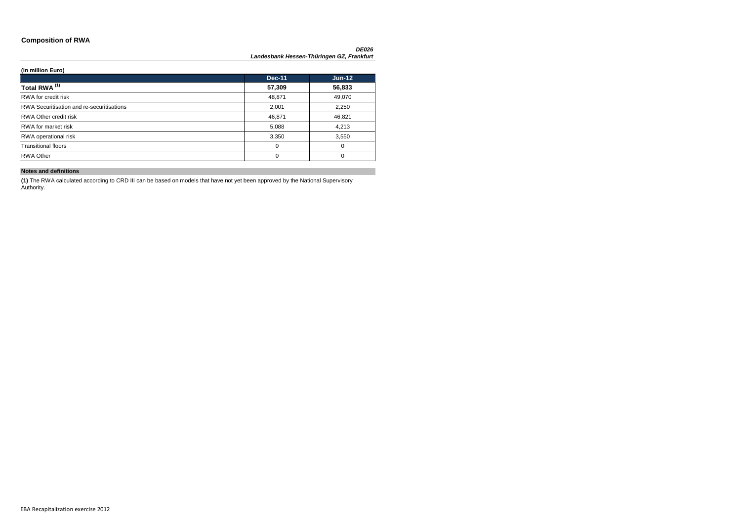## Composition of RWA

***DE026***
***Landesbank Hessen-Thüringen GZ, Frankfurt***

**(in million Euro)**

| | Dec-11 | Jun-12 |
|---|---|---|
| **Total RWA (1)** | **57,309** | **56,833** |
| RWA for credit risk | 48,871 | 49,070 |
| RWA Securitisation and re-securitisations | 2,001 | 2,250 |
| RWA Other credit risk | 46,871 | 46,821 |
| RWA for market risk | 5,088 | 4,213 |
| RWA operational risk | 3,350 | 3,550 |
| Transitional floors | 0 | 0 |
| RWA Other | 0 | 0 |

**Notes and definitions**

**(1)** The RWA calculated according to CRD III can be based on models that have not yet been approved by the National Supervisory Authority.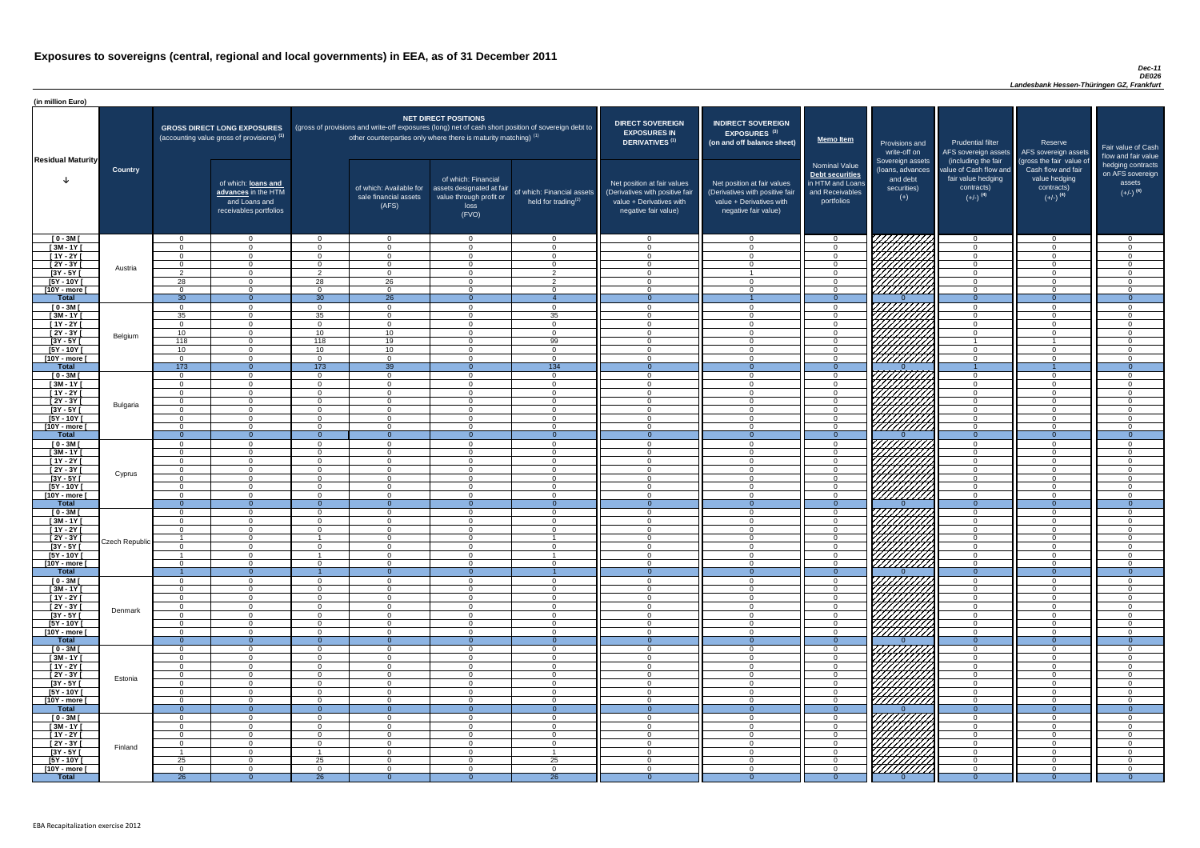# Exposures to sovereigns (central, regional and local governments) in EEA, as of 31 December 2011

*Dec-11*
*DE026*
*Landesbank Hessen-Thüringen GZ, Frankfurt*

(in million Euro)

| Residual Maturity | Country | GROSS DIRECT LONG EXPOSURES (accounting value gross of provisions) (1) | | NET DIRECT POSITIONS (gross of provisions and write-off exposures (long) net of cash short position of sovereign debt to other counterparties only where there is maturity matching) (1) | | | | DIRECT SOVEREIGN EXPOSURES IN DERIVATIVES (1) | INDIRECT SOVEREIGN EXPOSURES (3) (on and off balance sheet) | Memo Item | Provisions and write-off on Sovereign assets (loans, advances and debt securities) (+) | Prudential filter AFS sovereign assets (including the fair value of Cash flow and fair value hedging contracts) (+/-) (4) | Reserve AFS sovereign assets (gross the fair value of Cash flow and fair value hedging contracts) (+/-) (4) | Fair value of Cash flow and fair value hedging contracts on AFS sovereign assets (+/-) (4) |
|---|---|---|---|---|---|---|---|---|---|---|---|---|---|---|
| | | | of which: loans and advances in the HTM and Loans and receivables portfolios | | of which: Available for sale financial assets (AFS) | of which: Financial assets designated at fair value through profit or loss (FVO) | of which: Financial assets held for trading (2) | Net position at fair values (Derivatives with positive fair value + Derivatives with negative fair value) | Net position at fair values (Derivatives with positive fair value + Derivatives with negative fair value) | Nominal Value Debt securities in HTM and Loans and Receivables portfolios | | | | |
| [ 0 - 3M [ | Austria | 0 | 0 | 0 | 0 | 0 | 0 | 0 | 0 | 0 | | 0 | 0 | 0 |
| [ 3M - 1Y [ | | 0 | 0 | 0 | 0 | 0 | 0 | 0 | 0 | 0 | | 0 | 0 | 0 |
| [ 1Y - 2Y [ | | 0 | 0 | 0 | 0 | 0 | 0 | 0 | 0 | 0 | | 0 | 0 | 0 |
| [ 2Y - 3Y [ | | 0 | 0 | 0 | 0 | 0 | 0 | 0 | 0 | 0 | | 0 | 0 | 0 |
| [3Y - 5Y [ | | 2 | 0 | 2 | 0 | 0 | 2 | 0 | 1 | 0 | | 0 | 0 | 0 |
| [5Y - 10Y [ | | 28 | 0 | 28 | 26 | 0 | 2 | 0 | 0 | 0 | | 0 | 0 | 0 |
| [10Y - more [ | | 0 | 0 | 0 | 0 | 0 | 0 | 0 | 0 | 0 | | 0 | 0 | 0 |
| **Total** | | 30 | 0 | 30 | 26 | 0 | 4 | 0 | 1 | 0 | 0 | 0 | 0 | 0 |
| [ 0 - 3M [ | Belgium | 0 | 0 | 0 | 0 | 0 | 0 | 0 | 0 | 0 | | 0 | 0 | 0 |
| [ 3M - 1Y [ | | 35 | 0 | 35 | 0 | 0 | 35 | 0 | 0 | 0 | | 0 | 0 | 0 |
| [ 1Y - 2Y [ | | 0 | 0 | 0 | 0 | 0 | 0 | 0 | 0 | 0 | | 0 | 0 | 0 |
| [ 2Y - 3Y [ | | 10 | 0 | 10 | 10 | 0 | 0 | 0 | 0 | 0 | | 0 | 0 | 0 |
| [3Y - 5Y [ | | 118 | 0 | 118 | 19 | 0 | 99 | 0 | 0 | 0 | | 1 | 1 | 0 |
| [5Y - 10Y [ | | 10 | 0 | 10 | 10 | 0 | 0 | 0 | 0 | 0 | | 0 | 0 | 0 |
| [10Y - more [ | | 0 | 0 | 0 | 0 | 0 | 0 | 0 | 0 | 0 | | 0 | 0 | 0 |
| **Total** | | 173 | 0 | 173 | 39 | 0 | 134 | 0 | 0 | 0 | 0 | 1 | 1 | 0 |
| [ 0 - 3M [ | Bulgaria | 0 | 0 | 0 | 0 | 0 | 0 | 0 | 0 | 0 | | 0 | 0 | 0 |
| [ 3M - 1Y [ | | 0 | 0 | 0 | 0 | 0 | 0 | 0 | 0 | 0 | | 0 | 0 | 0 |
| [ 1Y - 2Y [ | | 0 | 0 | 0 | 0 | 0 | 0 | 0 | 0 | 0 | | 0 | 0 | 0 |
| [ 2Y - 3Y [ | | 0 | 0 | 0 | 0 | 0 | 0 | 0 | 0 | 0 | | 0 | 0 | 0 |
| [3Y - 5Y [ | | 0 | 0 | 0 | 0 | 0 | 0 | 0 | 0 | 0 | | 0 | 0 | 0 |
| [5Y - 10Y [ | | 0 | 0 | 0 | 0 | 0 | 0 | 0 | 0 | 0 | | 0 | 0 | 0 |
| [10Y - more [ | | 0 | 0 | 0 | 0 | 0 | 0 | 0 | 0 | 0 | | 0 | 0 | 0 |
| **Total** | | 0 | 0 | 0 | 0 | 0 | 0 | 0 | 0 | 0 | 0 | 0 | 0 | 0 |
| [ 0 - 3M [ | Cyprus | 0 | 0 | 0 | 0 | 0 | 0 | 0 | 0 | 0 | | 0 | 0 | 0 |
| [ 3M - 1Y [ | | 0 | 0 | 0 | 0 | 0 | 0 | 0 | 0 | 0 | | 0 | 0 | 0 |
| [ 1Y - 2Y [ | | 0 | 0 | 0 | 0 | 0 | 0 | 0 | 0 | 0 | | 0 | 0 | 0 |
| [ 2Y - 3Y [ | | 0 | 0 | 0 | 0 | 0 | 0 | 0 | 0 | 0 | | 0 | 0 | 0 |
| [3Y - 5Y [ | | 0 | 0 | 0 | 0 | 0 | 0 | 0 | 0 | 0 | | 0 | 0 | 0 |
| [5Y - 10Y [ | | 0 | 0 | 0 | 0 | 0 | 0 | 0 | 0 | 0 | | 0 | 0 | 0 |
| [10Y - more [ | | 0 | 0 | 0 | 0 | 0 | 0 | 0 | 0 | 0 | | 0 | 0 | 0 |
| **Total** | | 0 | 0 | 0 | 0 | 0 | 0 | 0 | 0 | 0 | 0 | 0 | 0 | 0 |
| [ 0 - 3M [ | Czech Republic | 0 | 0 | 0 | 0 | 0 | 0 | 0 | 0 | 0 | | 0 | 0 | 0 |
| [ 3M - 1Y [ | | 0 | 0 | 0 | 0 | 0 | 0 | 0 | 0 | 0 | | 0 | 0 | 0 |
| [ 1Y - 2Y [ | | 0 | 0 | 0 | 0 | 0 | 0 | 0 | 0 | 0 | | 0 | 0 | 0 |
| [ 2Y - 3Y [ | | 1 | 0 | 1 | 0 | 0 | 1 | 0 | 0 | 0 | | 0 | 0 | 0 |
| [3Y - 5Y [ | | 0 | 0 | 0 | 0 | 0 | 0 | 0 | 0 | 0 | | 0 | 0 | 0 |
| [5Y - 10Y [ | | 1 | 0 | 1 | 0 | 0 | 1 | 0 | 0 | 0 | | 0 | 0 | 0 |
| [10Y - more [ | | 0 | 0 | 0 | 0 | 0 | 0 | 0 | 0 | 0 | | 0 | 0 | 0 |
| **Total** | | 1 | 0 | 1 | 0 | 0 | 1 | 0 | 0 | 0 | 0 | 0 | 0 | 0 |
| [ 0 - 3M [ | Denmark | 0 | 0 | 0 | 0 | 0 | 0 | 0 | 0 | 0 | | 0 | 0 | 0 |
| [ 3M - 1Y [ | | 0 | 0 | 0 | 0 | 0 | 0 | 0 | 0 | 0 | | 0 | 0 | 0 |
| [ 1Y - 2Y [ | | 0 | 0 | 0 | 0 | 0 | 0 | 0 | 0 | 0 | | 0 | 0 | 0 |
| [ 2Y - 3Y [ | | 0 | 0 | 0 | 0 | 0 | 0 | 0 | 0 | 0 | | 0 | 0 | 0 |
| [3Y - 5Y [ | | 0 | 0 | 0 | 0 | 0 | 0 | 0 | 0 | 0 | | 0 | 0 | 0 |
| [5Y - 10Y [ | | 0 | 0 | 0 | 0 | 0 | 0 | 0 | 0 | 0 | | 0 | 0 | 0 |
| [10Y - more [ | | 0 | 0 | 0 | 0 | 0 | 0 | 0 | 0 | 0 | | 0 | 0 | 0 |
| **Total** | | 0 | 0 | 0 | 0 | 0 | 0 | 0 | 0 | 0 | 0 | 0 | 0 | 0 |
| [ 0 - 3M [ | Estonia | 0 | 0 | 0 | 0 | 0 | 0 | 0 | 0 | 0 | | 0 | 0 | 0 |
| [ 3M - 1Y [ | | 0 | 0 | 0 | 0 | 0 | 0 | 0 | 0 | 0 | | 0 | 0 | 0 |
| [ 1Y - 2Y [ | | 0 | 0 | 0 | 0 | 0 | 0 | 0 | 0 | 0 | | 0 | 0 | 0 |
| [ 2Y - 3Y [ | | 0 | 0 | 0 | 0 | 0 | 0 | 0 | 0 | 0 | | 0 | 0 | 0 |
| [3Y - 5Y [ | | 0 | 0 | 0 | 0 | 0 | 0 | 0 | 0 | 0 | | 0 | 0 | 0 |
| [5Y - 10Y [ | | 0 | 0 | 0 | 0 | 0 | 0 | 0 | 0 | 0 | | 0 | 0 | 0 |
| [10Y - more [ | | 0 | 0 | 0 | 0 | 0 | 0 | 0 | 0 | 0 | | 0 | 0 | 0 |
| **Total** | | 0 | 0 | 0 | 0 | 0 | 0 | 0 | 0 | 0 | 0 | 0 | 0 | 0 |
| [ 0 - 3M [ | Finland | 0 | 0 | 0 | 0 | 0 | 0 | 0 | 0 | 0 | | 0 | 0 | 0 |
| [ 3M - 1Y [ | | 0 | 0 | 0 | 0 | 0 | 0 | 0 | 0 | 0 | | 0 | 0 | 0 |
| [ 1Y - 2Y [ | | 0 | 0 | 0 | 0 | 0 | 0 | 0 | 0 | 0 | | 0 | 0 | 0 |
| [ 2Y - 3Y [ | | 0 | 0 | 0 | 0 | 0 | 0 | 0 | 0 | 0 | | 0 | 0 | 0 |
| [3Y - 5Y [ | | 1 | 0 | 1 | 0 | 0 | 1 | 0 | 0 | 0 | | 0 | 0 | 0 |
| [5Y - 10Y [ | | 25 | 0 | 25 | 0 | 0 | 25 | 0 | 0 | 0 | | 0 | 0 | 0 |
| [10Y - more [ | | 0 | 0 | 0 | 0 | 0 | 0 | 0 | 0 | 0 | | 0 | 0 | 0 |
| **Total** | | 26 | 0 | 26 | 0 | 0 | 26 | 0 | 0 | 0 | 0 | 0 | 0 | 0 |

EBA Recapitalization exercise 2012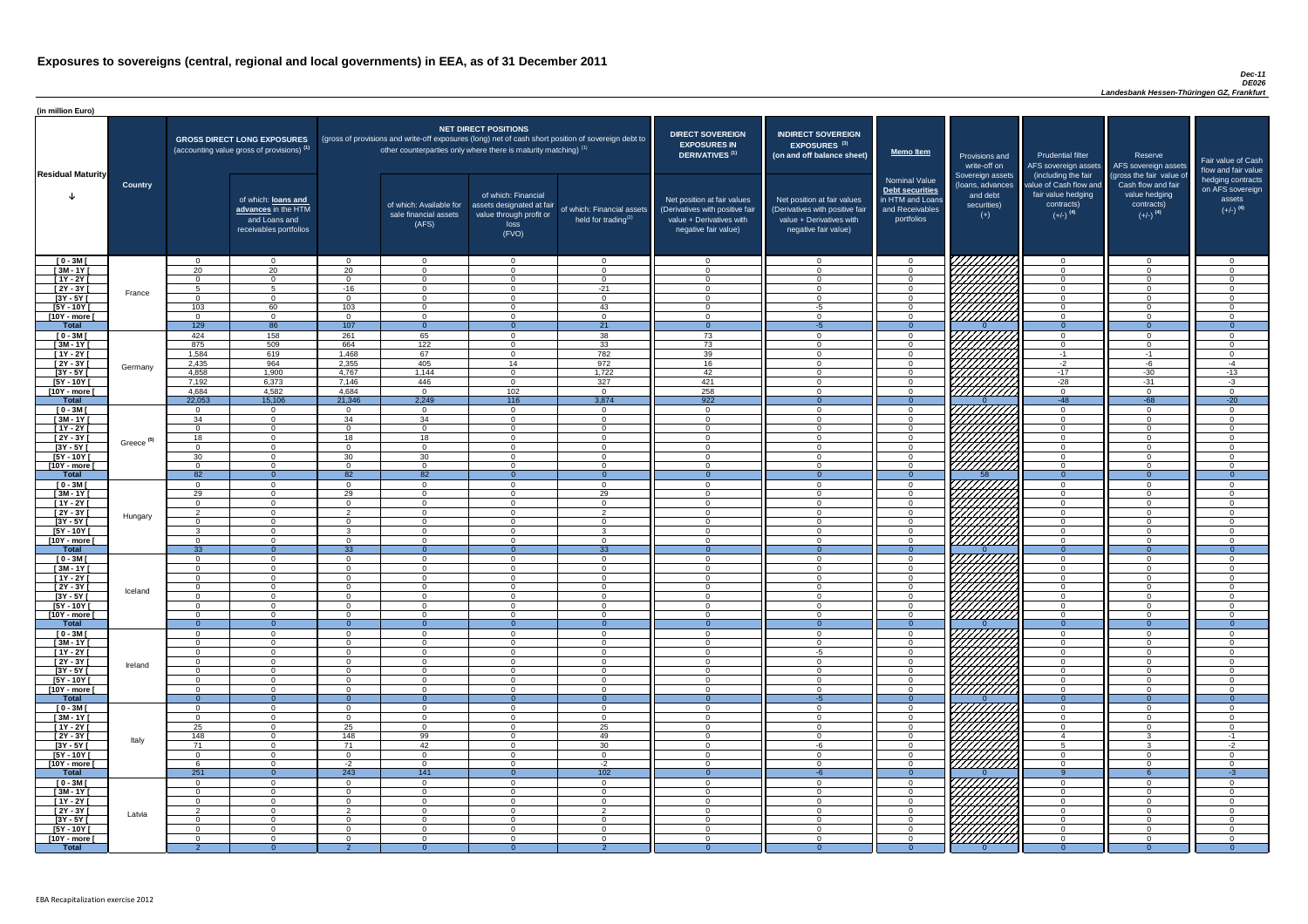# Exposures to sovereigns (central, regional and local governments) in EEA, as of 31 December 2011

*Dec-11*
*DE026*
*Landesbank Hessen-Thüringen GZ, Frankfurt*

(in million Euro)

| Residual Maturity | Country | GROSS DIRECT LONG EXPOSURES (accounting value gross of provisions) (1) | of which: loans and advances in the HTM and Loans and receivables portfolios | NET DIRECT POSITIONS (gross of provisions and write-off exposures (long) net of cash short position of sovereign debt to other counterparties only where there is maturity matching) (1) | of which: Available for sale financial assets (AFS) | of which: Financial assets designated at fair value through profit or loss (FVO) | of which: Financial assets held for trading(2) | DIRECT SOVEREIGN EXPOSURES IN DERIVATIVES (1) Net position at fair values (Derivatives with positive fair value + Derivatives with negative fair value) | INDIRECT SOVEREIGN EXPOSURES (3) (on and off balance sheet) Net position at fair values (Derivatives with positive fair value + Derivatives with negative fair value) | Memo Item: Nominal Value Debt securities in HTM and Loans and Receivables portfolios | Provisions and write-off on Sovereign assets (loans, advances and debt securities) (+) | Prudential filter AFS sovereign assets (including the fair value of Cash flow and fair value hedging contracts) (+/-) (4) | Reserve AFS sovereign assets (gross the fair value of Cash flow and fair value hedging contracts) (+/-) (4) | Fair value of Cash flow and fair value hedging contracts on AFS sovereign assets (+/-) (4) |
|---|---|---|---|---|---|---|---|---|---|---|---|---|---|---|
| [ 0 - 3M [ | France | 0 | 0 | 0 | 0 | 0 | 0 | 0 | 0 | 0 | | 0 | 0 | 0 |
| [ 3M - 1Y [ | | 20 | 20 | 20 | 0 | 0 | 0 | 0 | 0 | 0 | | 0 | 0 | 0 |
| [ 1Y - 2Y [ | | 0 | 0 | 0 | 0 | 0 | 0 | 0 | 0 | 0 | | 0 | 0 | 0 |
| [ 2Y - 3Y [ | | 5 | 5 | -16 | 0 | 0 | -21 | 0 | 0 | 0 | | 0 | 0 | 0 |
| [3Y - 5Y [ | | 0 | 0 | 0 | 0 | 0 | 0 | 0 | 0 | 0 | | 0 | 0 | 0 |
| [5Y - 10Y [ | | 103 | 60 | 103 | 0 | 0 | 43 | 0 | -5 | 0 | | 0 | 0 | 0 |
| [10Y - more [ | | 0 | 0 | 0 | 0 | 0 | 0 | 0 | 0 | 0 | | 0 | 0 | 0 |
| **Total** | | 129 | 86 | 107 | 0 | 0 | 21 | 0 | -5 | 0 | 0 | 0 | 0 | 0 |
| [ 0 - 3M [ | Germany | 424 | 158 | 261 | 65 | 0 | 38 | 73 | 0 | 0 | | 0 | 0 | 0 |
| [ 3M - 1Y [ | | 875 | 509 | 664 | 122 | 0 | 33 | 73 | 0 | 0 | | 0 | 0 | 0 |
| [ 1Y - 2Y [ | | 1,584 | 619 | 1,468 | 67 | 0 | 782 | 39 | 0 | 0 | | -1 | -1 | 0 |
| [ 2Y - 3Y [ | | 2,435 | 964 | 2,355 | 405 | 14 | 972 | 16 | 0 | 0 | | -2 | -6 | -4 |
| [3Y - 5Y [ | | 4,858 | 1,900 | 4,767 | 1,144 | 0 | 1,722 | 42 | 0 | 0 | | -17 | -30 | -13 |
| [5Y - 10Y [ | | 7,192 | 6,373 | 7,146 | 446 | 0 | 327 | 421 | 0 | 0 | | -28 | -31 | -3 |
| [10Y - more [ | | 4,684 | 4,582 | 4,684 | 0 | 102 | 0 | 258 | 0 | 0 | | 0 | 0 | 0 |
| **Total** | | 22,053 | 15,106 | 21,346 | 2,249 | 116 | 3,874 | 922 | 0 | 0 | 0 | -48 | -68 | -20 |
| [ 0 - 3M [ | Greece (5) | 0 | 0 | 0 | 0 | 0 | 0 | 0 | 0 | 0 | | 0 | 0 | 0 |
| [ 3M - 1Y [ | | 34 | 0 | 34 | 34 | 0 | 0 | 0 | 0 | 0 | | 0 | 0 | 0 |
| [ 1Y - 2Y [ | | 0 | 0 | 0 | 0 | 0 | 0 | 0 | 0 | 0 | | 0 | 0 | 0 |
| [ 2Y - 3Y [ | | 18 | 0 | 18 | 18 | 0 | 0 | 0 | 0 | 0 | | 0 | 0 | 0 |
| [3Y - 5Y [ | | 0 | 0 | 0 | 0 | 0 | 0 | 0 | 0 | 0 | | 0 | 0 | 0 |
| [5Y - 10Y [ | | 30 | 0 | 30 | 30 | 0 | 0 | 0 | 0 | 0 | | 0 | 0 | 0 |
| [10Y - more [ | | 0 | 0 | 0 | 0 | 0 | 0 | 0 | 0 | 0 | | 0 | 0 | 0 |
| **Total** | | 82 | 0 | 82 | 82 | 0 | 0 | 0 | 0 | 0 | 58 | 0 | 0 | 0 |
| [ 0 - 3M [ | Hungary | 0 | 0 | 0 | 0 | 0 | 0 | 0 | 0 | 0 | | 0 | 0 | 0 |
| [ 3M - 1Y [ | | 29 | 0 | 29 | 0 | 0 | 29 | 0 | 0 | 0 | | 0 | 0 | 0 |
| [ 1Y - 2Y [ | | 0 | 0 | 0 | 0 | 0 | 0 | 0 | 0 | 0 | | 0 | 0 | 0 |
| [ 2Y - 3Y [ | | 2 | 0 | 2 | 0 | 0 | 2 | 0 | 0 | 0 | | 0 | 0 | 0 |
| [3Y - 5Y [ | | 0 | 0 | 0 | 0 | 0 | 0 | 0 | 0 | 0 | | 0 | 0 | 0 |
| [5Y - 10Y [ | | 3 | 0 | 3 | 0 | 0 | 3 | 0 | 0 | 0 | | 0 | 0 | 0 |
| [10Y - more [ | | 0 | 0 | 0 | 0 | 0 | 0 | 0 | 0 | 0 | | 0 | 0 | 0 |
| **Total** | | 33 | 0 | 33 | 0 | 0 | 33 | 0 | 0 | 0 | 0 | 0 | 0 | 0 |
| [ 0 - 3M [ | Iceland | 0 | 0 | 0 | 0 | 0 | 0 | 0 | 0 | 0 | | 0 | 0 | 0 |
| [ 3M - 1Y [ | | 0 | 0 | 0 | 0 | 0 | 0 | 0 | 0 | 0 | | 0 | 0 | 0 |
| [ 1Y - 2Y [ | | 0 | 0 | 0 | 0 | 0 | 0 | 0 | 0 | 0 | | 0 | 0 | 0 |
| [ 2Y - 3Y [ | | 0 | 0 | 0 | 0 | 0 | 0 | 0 | 0 | 0 | | 0 | 0 | 0 |
| [3Y - 5Y [ | | 0 | 0 | 0 | 0 | 0 | 0 | 0 | 0 | 0 | | 0 | 0 | 0 |
| [5Y - 10Y [ | | 0 | 0 | 0 | 0 | 0 | 0 | 0 | 0 | 0 | | 0 | 0 | 0 |
| [10Y - more [ | | 0 | 0 | 0 | 0 | 0 | 0 | 0 | 0 | 0 | | 0 | 0 | 0 |
| **Total** | | 0 | 0 | 0 | 0 | 0 | 0 | 0 | 0 | 0 | 0 | 0 | 0 | 0 |
| [ 0 - 3M [ | Ireland | 0 | 0 | 0 | 0 | 0 | 0 | 0 | 0 | 0 | | 0 | 0 | 0 |
| [ 3M - 1Y [ | | 0 | 0 | 0 | 0 | 0 | 0 | 0 | 0 | 0 | | 0 | 0 | 0 |
| [ 1Y - 2Y [ | | 0 | 0 | 0 | 0 | 0 | 0 | 0 | -5 | 0 | | 0 | 0 | 0 |
| [ 2Y - 3Y [ | | 0 | 0 | 0 | 0 | 0 | 0 | 0 | 0 | 0 | | 0 | 0 | 0 |
| [3Y - 5Y [ | | 0 | 0 | 0 | 0 | 0 | 0 | 0 | 0 | 0 | | 0 | 0 | 0 |
| [5Y - 10Y [ | | 0 | 0 | 0 | 0 | 0 | 0 | 0 | 0 | 0 | | 0 | 0 | 0 |
| [10Y - more [ | | 0 | 0 | 0 | 0 | 0 | 0 | 0 | 0 | 0 | | 0 | 0 | 0 |
| **Total** | | 0 | 0 | 0 | 0 | 0 | 0 | 0 | -5 | 0 | 0 | 0 | 0 | 0 |
| [ 0 - 3M [ | Italy | 0 | 0 | 0 | 0 | 0 | 0 | 0 | 0 | 0 | | 0 | 0 | 0 |
| [ 3M - 1Y [ | | 0 | 0 | 0 | 0 | 0 | 0 | 0 | 0 | 0 | | 0 | 0 | 0 |
| [ 1Y - 2Y [ | | 25 | 0 | 25 | 0 | 0 | 25 | 0 | 0 | 0 | | 0 | 0 | 0 |
| [ 2Y - 3Y [ | | 148 | 0 | 148 | 99 | 0 | 49 | 0 | 0 | 0 | | 4 | 3 | -1 |
| [3Y - 5Y [ | | 71 | 0 | 71 | 42 | 0 | 30 | 0 | -6 | 0 | | 5 | 3 | -2 |
| [5Y - 10Y [ | | 0 | 0 | 0 | 0 | 0 | 0 | 0 | 0 | 0 | | 0 | 0 | 0 |
| [10Y - more [ | | 6 | 0 | -2 | 0 | 0 | -2 | 0 | 0 | 0 | | 0 | 0 | 0 |
| **Total** | | 251 | 0 | 243 | 141 | 0 | 102 | 0 | -6 | 0 | 0 | 9 | 6 | -3 |
| [ 0 - 3M [ | Latvia | 0 | 0 | 0 | 0 | 0 | 0 | 0 | 0 | 0 | | 0 | 0 | 0 |
| [ 3M - 1Y [ | | 0 | 0 | 0 | 0 | 0 | 0 | 0 | 0 | 0 | | 0 | 0 | 0 |
| [ 1Y - 2Y [ | | 0 | 0 | 0 | 0 | 0 | 0 | 0 | 0 | 0 | | 0 | 0 | 0 |
| [ 2Y - 3Y [ | | 2 | 0 | 2 | 0 | 0 | 2 | 0 | 0 | 0 | | 0 | 0 | 0 |
| [3Y - 5Y [ | | 0 | 0 | 0 | 0 | 0 | 0 | 0 | 0 | 0 | | 0 | 0 | 0 |
| [5Y - 10Y [ | | 0 | 0 | 0 | 0 | 0 | 0 | 0 | 0 | 0 | | 0 | 0 | 0 |
| [10Y - more [ | | 0 | 0 | 0 | 0 | 0 | 0 | 0 | 0 | 0 | | 0 | 0 | 0 |
| **Total** | | 2 | 0 | 2 | 0 | 0 | 2 | 0 | 0 | 0 | 0 | 0 | 0 | 0 |

EBA Recapitalization exercise 2012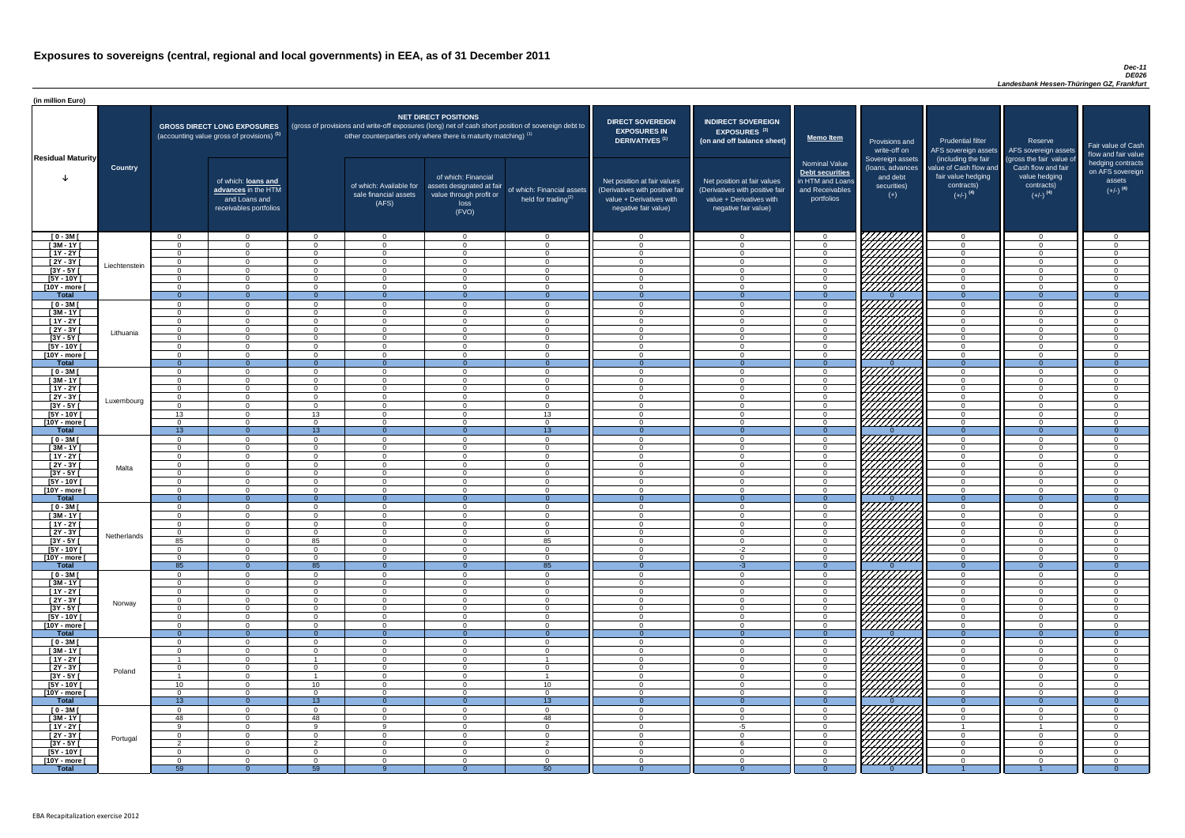# Exposures to sovereigns (central, regional and local governments) in EEA, as of 31 December 2011

*Dec-11*
*DE026*
*Landesbank Hessen-Thüringen GZ, Frankfurt*

(in million Euro)

| Residual Maturity | Country | GROSS DIRECT LONG EXPOSURES (accounting value gross of provisions) (1) | of which: loans and advances in the HTM and Loans and receivables portfolios | NET DIRECT POSITIONS (gross of provisions and write-off exposures (long) net of cash short position of sovereign debt to other counterparties only where there is maturity matching) (1) | of which: Available for sale financial assets (AFS) | of which: Financial assets designated at fair value through profit or loss (FVO) | of which: Financial assets held for trading (2) | DIRECT SOVEREIGN EXPOSURES IN DERIVATIVES (1) Net position at fair values (Derivatives with positive fair value + Derivatives with negative fair value) | INDIRECT SOVEREIGN EXPOSURES (3) (on and off balance sheet) Net position at fair values (Derivatives with positive fair value + Derivatives with negative fair value) | Memo Item Nominal Value Debt securities in HTM and Loans and Receivables portfolios | Provisions and write-off on Sovereign assets (loans, advances and debt securities) (+) | Prudential filter AFS sovereign assets (including the fair value of Cash flow and fair value hedging contracts) (+/-) (4) | Reserve AFS sovereign assets (gross the fair value of Cash flow and fair value hedging contracts) (+/-) (4) | Fair value of Cash flow and fair value hedging contracts on AFS sovereign assets (+/-) (4) |
|---|---|---|---|---|---|---|---|---|---|---|---|---|---|---|
| [ 0 - 3M [ | Liechtenstein | 0 | 0 | 0 | 0 | 0 | 0 | 0 | 0 | 0 | | 0 | 0 | 0 |
| [ 3M - 1Y [ | | 0 | 0 | 0 | 0 | 0 | 0 | 0 | 0 | 0 | | 0 | 0 | 0 |
| [ 1Y - 2Y [ | | 0 | 0 | 0 | 0 | 0 | 0 | 0 | 0 | 0 | | 0 | 0 | 0 |
| [ 2Y - 3Y [ | | 0 | 0 | 0 | 0 | 0 | 0 | 0 | 0 | 0 | | 0 | 0 | 0 |
| [3Y - 5Y [ | | 0 | 0 | 0 | 0 | 0 | 0 | 0 | 0 | 0 | | 0 | 0 | 0 |
| [5Y - 10Y [ | | 0 | 0 | 0 | 0 | 0 | 0 | 0 | 0 | 0 | | 0 | 0 | 0 |
| [10Y - more [ | | 0 | 0 | 0 | 0 | 0 | 0 | 0 | 0 | 0 | | 0 | 0 | 0 |
| **Total** | | 0 | 0 | 0 | 0 | 0 | 0 | 0 | 0 | 0 | 0 | 0 | 0 | 0 |
| [ 0 - 3M [ | Lithuania | 0 | 0 | 0 | 0 | 0 | 0 | 0 | 0 | 0 | | 0 | 0 | 0 |
| [ 3M - 1Y [ | | 0 | 0 | 0 | 0 | 0 | 0 | 0 | 0 | 0 | | 0 | 0 | 0 |
| [ 1Y - 2Y [ | | 0 | 0 | 0 | 0 | 0 | 0 | 0 | 0 | 0 | | 0 | 0 | 0 |
| [ 2Y - 3Y [ | | 0 | 0 | 0 | 0 | 0 | 0 | 0 | 0 | 0 | | 0 | 0 | 0 |
| [3Y - 5Y [ | | 0 | 0 | 0 | 0 | 0 | 0 | 0 | 0 | 0 | | 0 | 0 | 0 |
| [5Y - 10Y [ | | 0 | 0 | 0 | 0 | 0 | 0 | 0 | 0 | 0 | | 0 | 0 | 0 |
| [10Y - more [ | | 0 | 0 | 0 | 0 | 0 | 0 | 0 | 0 | 0 | | 0 | 0 | 0 |
| **Total** | | 0 | 0 | 0 | 0 | 0 | 0 | 0 | 0 | 0 | 0 | 0 | 0 | 0 |
| [ 0 - 3M [ | Luxembourg | 0 | 0 | 0 | 0 | 0 | 0 | 0 | 0 | 0 | | 0 | 0 | 0 |
| [ 3M - 1Y [ | | 0 | 0 | 0 | 0 | 0 | 0 | 0 | 0 | 0 | | 0 | 0 | 0 |
| [ 1Y - 2Y [ | | 0 | 0 | 0 | 0 | 0 | 0 | 0 | 0 | 0 | | 0 | 0 | 0 |
| [ 2Y - 3Y [ | | 0 | 0 | 0 | 0 | 0 | 0 | 0 | 0 | 0 | | 0 | 0 | 0 |
| [3Y - 5Y [ | | 0 | 0 | 0 | 0 | 0 | 0 | 0 | 0 | 0 | | 0 | 0 | 0 |
| [5Y - 10Y [ | | 13 | 0 | 13 | 0 | 0 | 13 | 0 | 0 | 0 | | 0 | 0 | 0 |
| [10Y - more [ | | 0 | 0 | 0 | 0 | 0 | 0 | 0 | 0 | 0 | | 0 | 0 | 0 |
| **Total** | | 13 | 0 | 13 | 0 | 0 | 13 | 0 | 0 | 0 | 0 | 0 | 0 | 0 |
| [ 0 - 3M [ | Malta | 0 | 0 | 0 | 0 | 0 | 0 | 0 | 0 | 0 | | 0 | 0 | 0 |
| [ 3M - 1Y [ | | 0 | 0 | 0 | 0 | 0 | 0 | 0 | 0 | 0 | | 0 | 0 | 0 |
| [ 1Y - 2Y [ | | 0 | 0 | 0 | 0 | 0 | 0 | 0 | 0 | 0 | | 0 | 0 | 0 |
| [ 2Y - 3Y [ | | 0 | 0 | 0 | 0 | 0 | 0 | 0 | 0 | 0 | | 0 | 0 | 0 |
| [3Y - 5Y [ | | 0 | 0 | 0 | 0 | 0 | 0 | 0 | 0 | 0 | | 0 | 0 | 0 |
| [5Y - 10Y [ | | 0 | 0 | 0 | 0 | 0 | 0 | 0 | 0 | 0 | | 0 | 0 | 0 |
| [10Y - more [ | | 0 | 0 | 0 | 0 | 0 | 0 | 0 | 0 | 0 | | 0 | 0 | 0 |
| **Total** | | 0 | 0 | 0 | 0 | 0 | 0 | 0 | 0 | 0 | 0 | 0 | 0 | 0 |
| [ 0 - 3M [ | Netherlands | 0 | 0 | 0 | 0 | 0 | 0 | 0 | 0 | 0 | | 0 | 0 | 0 |
| [ 3M - 1Y [ | | 0 | 0 | 0 | 0 | 0 | 0 | 0 | 0 | 0 | | 0 | 0 | 0 |
| [ 1Y - 2Y [ | | 0 | 0 | 0 | 0 | 0 | 0 | 0 | 0 | 0 | | 0 | 0 | 0 |
| [ 2Y - 3Y [ | | 0 | 0 | 0 | 0 | 0 | 0 | 0 | 0 | 0 | | 0 | 0 | 0 |
| [3Y - 5Y [ | | 85 | 0 | 85 | 0 | 0 | 85 | 0 | 0 | 0 | | 0 | 0 | 0 |
| [5Y - 10Y [ | | 0 | 0 | 0 | 0 | 0 | 0 | 0 | -2 | 0 | | 0 | 0 | 0 |
| [10Y - more [ | | 0 | 0 | 0 | 0 | 0 | 0 | 0 | 0 | 0 | | 0 | 0 | 0 |
| **Total** | | 85 | 0 | 85 | 0 | 0 | 85 | 0 | -3 | 0 | 0 | 0 | 0 | 0 |
| [ 0 - 3M [ | Norway | 0 | 0 | 0 | 0 | 0 | 0 | 0 | 0 | 0 | | 0 | 0 | 0 |
| [ 3M - 1Y [ | | 0 | 0 | 0 | 0 | 0 | 0 | 0 | 0 | 0 | | 0 | 0 | 0 |
| [ 1Y - 2Y [ | | 0 | 0 | 0 | 0 | 0 | 0 | 0 | 0 | 0 | | 0 | 0 | 0 |
| [ 2Y - 3Y [ | | 0 | 0 | 0 | 0 | 0 | 0 | 0 | 0 | 0 | | 0 | 0 | 0 |
| [3Y - 5Y [ | | 0 | 0 | 0 | 0 | 0 | 0 | 0 | 0 | 0 | | 0 | 0 | 0 |
| [5Y - 10Y [ | | 0 | 0 | 0 | 0 | 0 | 0 | 0 | 0 | 0 | | 0 | 0 | 0 |
| [10Y - more [ | | 0 | 0 | 0 | 0 | 0 | 0 | 0 | 0 | 0 | | 0 | 0 | 0 |
| **Total** | | 0 | 0 | 0 | 0 | 0 | 0 | 0 | 0 | 0 | 0 | 0 | 0 | 0 |
| [ 0 - 3M [ | Poland | 0 | 0 | 0 | 0 | 0 | 0 | 0 | 0 | 0 | | 0 | 0 | 0 |
| [ 3M - 1Y [ | | 0 | 0 | 0 | 0 | 0 | 0 | 0 | 0 | 0 | | 0 | 0 | 0 |
| [ 1Y - 2Y [ | | 1 | 0 | 1 | 0 | 0 | 1 | 0 | 0 | 0 | | 0 | 0 | 0 |
| [ 2Y - 3Y [ | | 0 | 0 | 0 | 0 | 0 | 0 | 0 | 0 | 0 | | 0 | 0 | 0 |
| [3Y - 5Y [ | | 1 | 0 | 1 | 0 | 0 | 1 | 0 | 0 | 0 | | 0 | 0 | 0 |
| [5Y - 10Y [ | | 10 | 0 | 10 | 0 | 0 | 10 | 0 | 0 | 0 | | 0 | 0 | 0 |
| [10Y - more [ | | 0 | 0 | 0 | 0 | 0 | 0 | 0 | 0 | 0 | | 0 | 0 | 0 |
| **Total** | | 13 | 0 | 13 | 0 | 0 | 13 | 0 | 0 | 0 | 0 | 0 | 0 | 0 |
| [ 0 - 3M [ | Portugal | 0 | 0 | 0 | 0 | 0 | 0 | 0 | 0 | 0 | | 0 | 0 | 0 |
| [ 3M - 1Y [ | | 48 | 0 | 48 | 0 | 0 | 48 | 0 | 0 | 0 | | 0 | 0 | 0 |
| [ 1Y - 2Y [ | | 9 | 0 | 9 | 9 | 0 | 0 | 0 | -5 | 0 | | 1 | 1 | 0 |
| [ 2Y - 3Y [ | | 0 | 0 | 0 | 0 | 0 | 0 | 0 | 0 | 0 | | 0 | 0 | 0 |
| [3Y - 5Y [ | | 2 | 0 | 2 | 0 | 0 | 2 | 0 | 6 | 0 | | 0 | 0 | 0 |
| [5Y - 10Y [ | | 0 | 0 | 0 | 0 | 0 | 0 | 0 | 0 | 0 | | 0 | 0 | 0 |
| [10Y - more [ | | 0 | 0 | 0 | 0 | 0 | 0 | 0 | 0 | 0 | | 0 | 0 | 0 |
| **Total** | | 59 | 0 | 59 | 9 | 0 | 50 | 0 | 0 | 0 | 0 | 1 | 1 | 0 |

EBA Recapitalization exercise 2012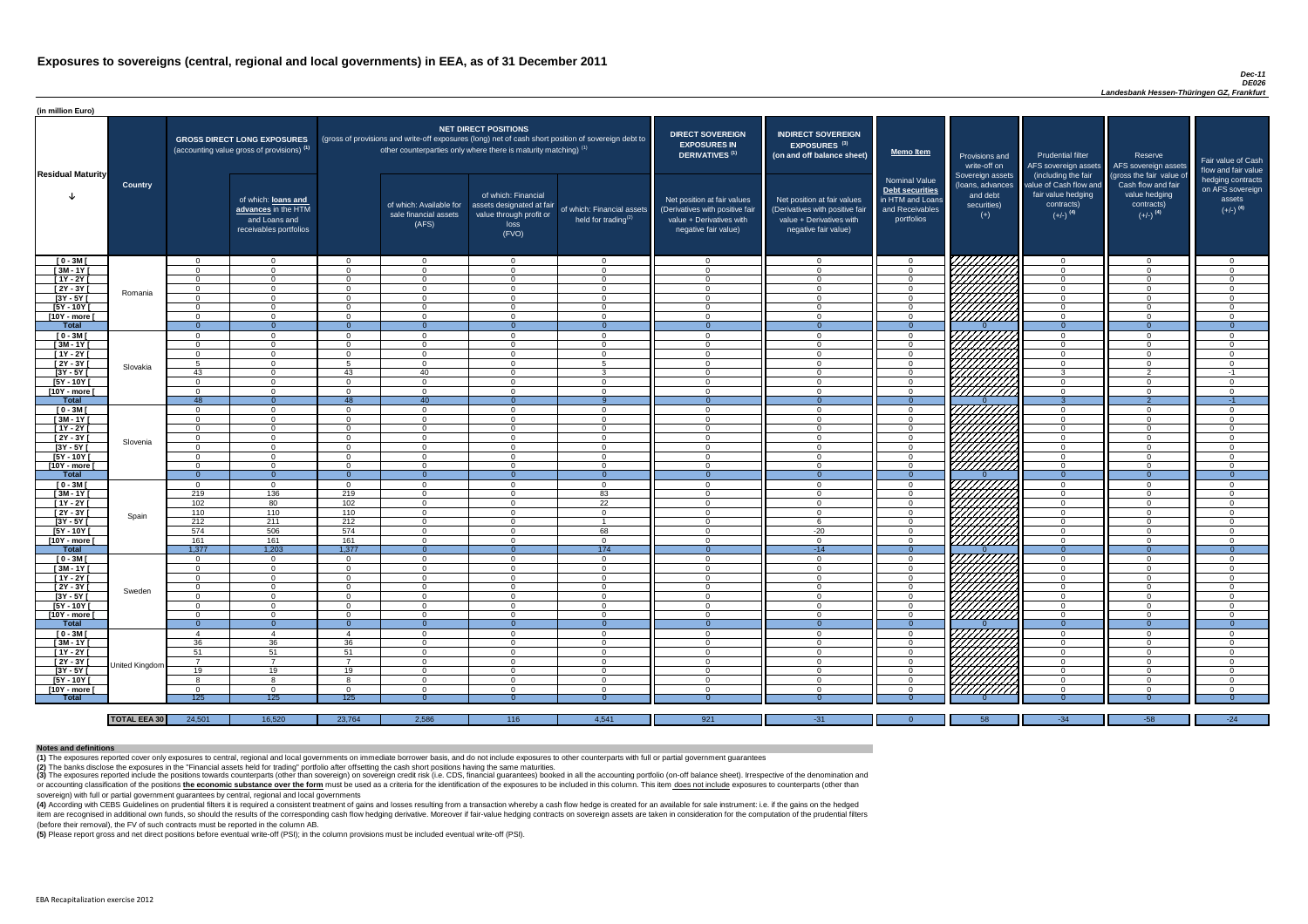# Exposures to sovereigns (central, regional and local governments) in EEA, as of 31 December 2011

*Dec-11*
*DE026*
*Landesbank Hessen-Thüringen GZ, Frankfurt*

(in million Euro)

| Residual Maturity | Country | GROSS DIRECT LONG EXPOSURES (accounting value gross of provisions) (1) | of which: loans and advances in the HTM and Loans and receivables portfolios | NET DIRECT POSITIONS (gross of provisions and write-off exposures (long) net of cash short position of sovereign debt to other counterparties only where there is maturity matching) (1) | of which: Available for sale financial assets (AFS) | of which: Financial assets designated at fair value through profit or loss (FVO) | of which: Financial assets held for trading(2) | DIRECT SOVEREIGN EXPOSURES IN DERIVATIVES (1) Net position at fair values (Derivatives with positive fair value + Derivatives with negative fair value) | INDIRECT SOVEREIGN EXPOSURES (3) (on and off balance sheet) Net position at fair values (Derivatives with positive fair value + Derivatives with negative fair value) | Memo Item: Nominal Value Debt securities in HTM and Loans and Receivables portfolios | Provisions and write-off on Sovereign assets (loans, advances and debt securities) (+) | Prudential filter AFS sovereign assets (including the fair value of Cash flow and fair value hedging contracts) (+/-) (4) | Reserve AFS sovereign assets (gross the fair value of Cash flow and fair value hedging contracts) (+/-) (4) | Fair value of Cash flow and fair value hedging contracts on AFS sovereign assets (+/-) (4) |
|---|---|---|---|---|---|---|---|---|---|---|---|---|---|---|
| [ 0 - 3M [ | Romania | 0 | 0 | 0 | 0 | 0 | 0 | 0 | 0 | 0 | | 0 | 0 | 0 |
| [ 3M - 1Y [ | | 0 | 0 | 0 | 0 | 0 | 0 | 0 | 0 | 0 | | 0 | 0 | 0 |
| [ 1Y - 2Y [ | | 0 | 0 | 0 | 0 | 0 | 0 | 0 | 0 | 0 | | 0 | 0 | 0 |
| [ 2Y - 3Y [ | | 0 | 0 | 0 | 0 | 0 | 0 | 0 | 0 | 0 | | 0 | 0 | 0 |
| [3Y - 5Y [ | | 0 | 0 | 0 | 0 | 0 | 0 | 0 | 0 | 0 | | 0 | 0 | 0 |
| [5Y - 10Y [ | | 0 | 0 | 0 | 0 | 0 | 0 | 0 | 0 | 0 | | 0 | 0 | 0 |
| [10Y - more [ | | 0 | 0 | 0 | 0 | 0 | 0 | 0 | 0 | 0 | | 0 | 0 | 0 |
| **Total** | | 0 | 0 | 0 | 0 | 0 | 0 | 0 | 0 | 0 | 0 | 0 | 0 | 0 |
| [ 0 - 3M [ | Slovakia | 0 | 0 | 0 | 0 | 0 | 0 | 0 | 0 | 0 | | 0 | 0 | 0 |
| [ 3M - 1Y [ | | 0 | 0 | 0 | 0 | 0 | 0 | 0 | 0 | 0 | | 0 | 0 | 0 |
| [ 1Y - 2Y [ | | 0 | 0 | 0 | 0 | 0 | 0 | 0 | 0 | 0 | | 0 | 0 | 0 |
| [ 2Y - 3Y [ | | 5 | 0 | 5 | 0 | 0 | 5 | 0 | 0 | 0 | | 0 | 0 | 0 |
| [3Y - 5Y [ | | 43 | 0 | 43 | 40 | 0 | 3 | 0 | 0 | 0 | | 3 | 2 | -1 |
| [5Y - 10Y [ | | 0 | 0 | 0 | 0 | 0 | 0 | 0 | 0 | 0 | | 0 | 0 | 0 |
| [10Y - more [ | | 0 | 0 | 0 | 0 | 0 | 0 | 0 | 0 | 0 | | 0 | 0 | 0 |
| **Total** | | 48 | 0 | 48 | 40 | 0 | 9 | 0 | 0 | 0 | 0 | 3 | 2 | -1 |
| [ 0 - 3M [ | Slovenia | 0 | 0 | 0 | 0 | 0 | 0 | 0 | 0 | 0 | | 0 | 0 | 0 |
| [ 3M - 1Y [ | | 0 | 0 | 0 | 0 | 0 | 0 | 0 | 0 | 0 | | 0 | 0 | 0 |
| [ 1Y - 2Y [ | | 0 | 0 | 0 | 0 | 0 | 0 | 0 | 0 | 0 | | 0 | 0 | 0 |
| [ 2Y - 3Y [ | | 0 | 0 | 0 | 0 | 0 | 0 | 0 | 0 | 0 | | 0 | 0 | 0 |
| [3Y - 5Y [ | | 0 | 0 | 0 | 0 | 0 | 0 | 0 | 0 | 0 | | 0 | 0 | 0 |
| [5Y - 10Y [ | | 0 | 0 | 0 | 0 | 0 | 0 | 0 | 0 | 0 | | 0 | 0 | 0 |
| [10Y - more [ | | 0 | 0 | 0 | 0 | 0 | 0 | 0 | 0 | 0 | | 0 | 0 | 0 |
| **Total** | | 0 | 0 | 0 | 0 | 0 | 0 | 0 | 0 | 0 | 0 | 0 | 0 | 0 |
| [ 0 - 3M [ | Spain | 0 | 0 | 0 | 0 | 0 | 0 | 0 | 0 | 0 | | 0 | 0 | 0 |
| [ 3M - 1Y [ | | 219 | 136 | 219 | 0 | 0 | 83 | 0 | 0 | 0 | | 0 | 0 | 0 |
| [ 1Y - 2Y [ | | 102 | 80 | 102 | 0 | 0 | 22 | 0 | 0 | 0 | | 0 | 0 | 0 |
| [ 2Y - 3Y [ | | 110 | 110 | 110 | 0 | 0 | 0 | 0 | 0 | 0 | | 0 | 0 | 0 |
| [3Y - 5Y [ | | 212 | 211 | 212 | 0 | 0 | 1 | 0 | 6 | 0 | | 0 | 0 | 0 |
| [5Y - 10Y [ | | 574 | 506 | 574 | 0 | 0 | 68 | 0 | -20 | 0 | | 0 | 0 | 0 |
| [10Y - more [ | | 161 | 161 | 161 | 0 | 0 | 0 | 0 | 0 | 0 | | 0 | 0 | 0 |
| **Total** | | 1,377 | 1,203 | 1,377 | 0 | 0 | 174 | 0 | -14 | 0 | 0 | 0 | 0 | 0 |
| [ 0 - 3M [ | Sweden | 0 | 0 | 0 | 0 | 0 | 0 | 0 | 0 | 0 | | 0 | 0 | 0 |
| [ 3M - 1Y [ | | 0 | 0 | 0 | 0 | 0 | 0 | 0 | 0 | 0 | | 0 | 0 | 0 |
| [ 1Y - 2Y [ | | 0 | 0 | 0 | 0 | 0 | 0 | 0 | 0 | 0 | | 0 | 0 | 0 |
| [ 2Y - 3Y [ | | 0 | 0 | 0 | 0 | 0 | 0 | 0 | 0 | 0 | | 0 | 0 | 0 |
| [3Y - 5Y [ | | 0 | 0 | 0 | 0 | 0 | 0 | 0 | 0 | 0 | | 0 | 0 | 0 |
| [5Y - 10Y [ | | 0 | 0 | 0 | 0 | 0 | 0 | 0 | 0 | 0 | | 0 | 0 | 0 |
| [10Y - more [ | | 0 | 0 | 0 | 0 | 0 | 0 | 0 | 0 | 0 | | 0 | 0 | 0 |
| **Total** | | 0 | 0 | 0 | 0 | 0 | 0 | 0 | 0 | 0 | 0 | 0 | 0 | 0 |
| [ 0 - 3M [ | United Kingdom | 4 | 4 | 4 | 0 | 0 | 0 | 0 | 0 | 0 | | 0 | 0 | 0 |
| [ 3M - 1Y [ | | 36 | 36 | 36 | 0 | 0 | 0 | 0 | 0 | 0 | | 0 | 0 | 0 |
| [ 1Y - 2Y [ | | 51 | 51 | 51 | 0 | 0 | 0 | 0 | 0 | 0 | | 0 | 0 | 0 |
| [ 2Y - 3Y [ | | 7 | 7 | 7 | 0 | 0 | 0 | 0 | 0 | 0 | | 0 | 0 | 0 |
| [3Y - 5Y [ | | 19 | 19 | 19 | 0 | 0 | 0 | 0 | 0 | 0 | | 0 | 0 | 0 |
| [5Y - 10Y [ | | 8 | 8 | 8 | 0 | 0 | 0 | 0 | 0 | 0 | | 0 | 0 | 0 |
| [10Y - more [ | | 0 | 0 | 0 | 0 | 0 | 0 | 0 | 0 | 0 | | 0 | 0 | 0 |
| **Total** | | 125 | 125 | 125 | 0 | 0 | 0 | 0 | 0 | 0 | 0 | 0 | 0 | 0 |
| **TOTAL EEA 30** | | 24,501 | 16,520 | 23,764 | 2,586 | 116 | 4,541 | 921 | -31 | 0 | 58 | -34 | -58 | -24 |

**Notes and definitions**

**(1)** The exposures reported cover only exposures to central, regional and local governments on immediate borrower basis, and do not include exposures to other counterparties with full or partial government guarantees

**(2)** The banks disclose the exposures in the "Financial assets held for trading" portfolio after offsetting the cash short positions having the same maturities.

**(3)** The exposures reported include the positions towards counterparts (other than sovereign) on sovereign credit risk (i.e. CDS, financial guarantees) booked in all the accounting portfolio (on-off balance sheet). Irrespective of the denomination and or accounting classification of the positions **the economic substance over the form** must be used as a criteria for the identification of the exposures to be included in this column. This item does not include exposures to counterparts (other than sovereign) with full or partial government guarantees by central, regional and local governments

**(4)** According with CEBS Guidelines on prudential filters it is required a consistent treatment of gains and losses resulting from a transaction whereby a cash flow hedge is created for an available for sale instrument: i.e. if the gains on the hedged item are recognised in additional own funds, so should the results of the corresponding cash flow hedging derivative. Moreover if fair-value hedging contracts on sovereign assets are taken in consideration for the computation of the prudential filters (before their removal), the FV of such contracts must be reported in the column AB.

**(5)** Please report gross and net direct positions before eventual write-off (PSI); in the column provisions must be included eventual write-off (PSI).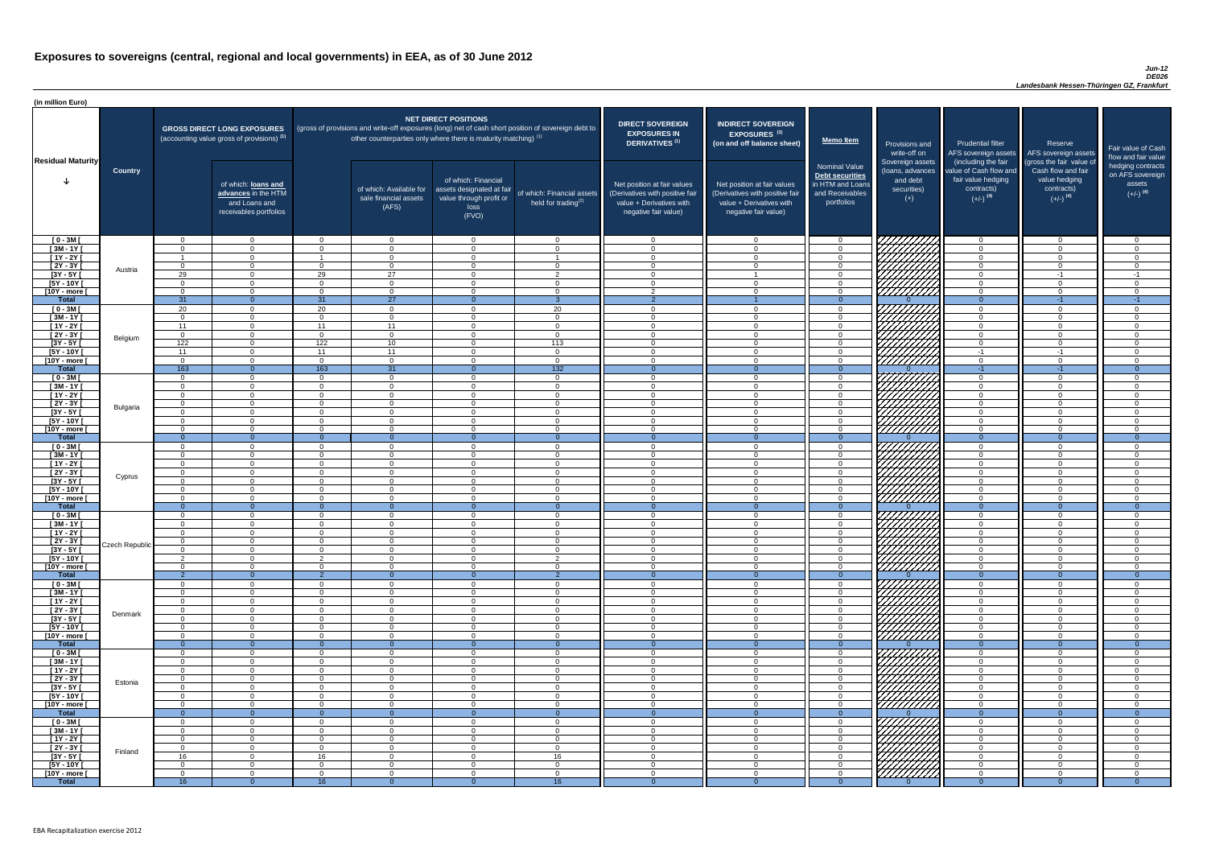# Exposures to sovereigns (central, regional and local governments) in EEA, as of 30 June 2012

*Jun-12*
*DE026*
*Landesbank Hessen-Thüringen GZ, Frankfurt*

(in million Euro)

| Residual Maturity | Country | GROSS DIRECT LONG EXPOSURES (accounting value gross of provisions) (1) | of which: loans and advances in the HTM and Loans and receivables portfolios | NET DIRECT POSITIONS (gross of provisions and write-off exposures (long) net of cash short position of sovereign debt to other counterparties only where there is maturity matching) (1) | of which: Available for sale financial assets (AFS) | of which: Financial assets designated at fair value through profit or loss (FVO) | of which: Financial assets held for trading (2) | DIRECT SOVEREIGN EXPOSURES IN DERIVATIVES (1) Net position at fair values (Derivatives with positive fair value + Derivatives with negative fair value) | INDIRECT SOVEREIGN EXPOSURES (3) (on and off balance sheet) Net position at fair values (Derivatives with positive fair value + Derivatives with negative fair value) | Memo Item: Nominal Value Debt securities in HTM and Loans and Receivables portfolios | Provisions and write-off on Sovereign assets (loans, advances and debt securities) (+) | Prudential filter AFS sovereign assets (including the fair value of Cash flow and fair value hedging contracts) (+/-) (4) | Reserve AFS sovereign assets (gross the fair value of Cash flow and fair value hedging contracts) (+/-) (4) | Fair value of Cash flow and fair value hedging contracts on AFS sovereign assets (+/-) (4) |
|---|---|---|---|---|---|---|---|---|---|---|---|---|---|---|
| [ 0 - 3M [ | Austria | 0 | 0 | 0 | 0 | 0 | 0 | 0 | 0 | 0 | | 0 | 0 | 0 |
| [ 3M - 1Y [ | | 0 | 0 | 0 | 0 | 0 | 0 | 0 | 0 | 0 | | 0 | 0 | 0 |
| [ 1Y - 2Y [ | | 1 | 0 | 1 | 0 | 0 | 1 | 0 | 0 | 0 | | 0 | 0 | 0 |
| [ 2Y - 3Y [ | | 0 | 0 | 0 | 0 | 0 | 0 | 0 | 0 | 0 | | 0 | 0 | 0 |
| [3Y - 5Y [ | | 29 | 0 | 29 | 27 | 0 | 2 | 0 | 1 | 0 | | 0 | -1 | -1 |
| [5Y - 10Y [ | | 0 | 0 | 0 | 0 | 0 | 0 | 0 | 0 | 0 | | 0 | 0 | 0 |
| [10Y - more [ | | 0 | 0 | 0 | 0 | 0 | 0 | 2 | 0 | 0 | | 0 | 0 | 0 |
| **Total** | | 31 | 0 | 31 | 27 | 0 | 3 | 2 | 1 | 0 | 0 | 0 | -1 | -1 |
| [ 0 - 3M [ | Belgium | 20 | 0 | 20 | 0 | 0 | 20 | 0 | 0 | 0 | | 0 | 0 | 0 |
| [ 3M - 1Y [ | | 0 | 0 | 0 | 0 | 0 | 0 | 0 | 0 | 0 | | 0 | 0 | 0 |
| [ 1Y - 2Y [ | | 11 | 0 | 11 | 11 | 0 | 0 | 0 | 0 | 0 | | 0 | 0 | 0 |
| [ 2Y - 3Y [ | | 0 | 0 | 0 | 0 | 0 | 0 | 0 | 0 | 0 | | 0 | 0 | 0 |
| [3Y - 5Y [ | | 122 | 0 | 122 | 10 | 0 | 113 | 0 | 0 | 0 | | 0 | 0 | 0 |
| [5Y - 10Y [ | | 11 | 0 | 11 | 11 | 0 | 0 | 0 | 0 | 0 | | -1 | -1 | 0 |
| [10Y - more [ | | 0 | 0 | 0 | 0 | 0 | 0 | 0 | 0 | 0 | | 0 | 0 | 0 |
| **Total** | | 163 | 0 | 163 | 31 | 0 | 132 | 0 | 0 | 0 | 0 | -1 | -1 | 0 |
| [ 0 - 3M [ | Bulgaria | 0 | 0 | 0 | 0 | 0 | 0 | 0 | 0 | 0 | | 0 | 0 | 0 |
| [ 3M - 1Y [ | | 0 | 0 | 0 | 0 | 0 | 0 | 0 | 0 | 0 | | 0 | 0 | 0 |
| [ 1Y - 2Y [ | | 0 | 0 | 0 | 0 | 0 | 0 | 0 | 0 | 0 | | 0 | 0 | 0 |
| [ 2Y - 3Y [ | | 0 | 0 | 0 | 0 | 0 | 0 | 0 | 0 | 0 | | 0 | 0 | 0 |
| [3Y - 5Y [ | | 0 | 0 | 0 | 0 | 0 | 0 | 0 | 0 | 0 | | 0 | 0 | 0 |
| [5Y - 10Y [ | | 0 | 0 | 0 | 0 | 0 | 0 | 0 | 0 | 0 | | 0 | 0 | 0 |
| [10Y - more [ | | 0 | 0 | 0 | 0 | 0 | 0 | 0 | 0 | 0 | | 0 | 0 | 0 |
| **Total** | | 0 | 0 | 0 | 0 | 0 | 0 | 0 | 0 | 0 | 0 | 0 | 0 | 0 |
| [ 0 - 3M [ | Cyprus | 0 | 0 | 0 | 0 | 0 | 0 | 0 | 0 | 0 | | 0 | 0 | 0 |
| [ 3M - 1Y [ | | 0 | 0 | 0 | 0 | 0 | 0 | 0 | 0 | 0 | | 0 | 0 | 0 |
| [ 1Y - 2Y [ | | 0 | 0 | 0 | 0 | 0 | 0 | 0 | 0 | 0 | | 0 | 0 | 0 |
| [ 2Y - 3Y [ | | 0 | 0 | 0 | 0 | 0 | 0 | 0 | 0 | 0 | | 0 | 0 | 0 |
| [3Y - 5Y [ | | 0 | 0 | 0 | 0 | 0 | 0 | 0 | 0 | 0 | | 0 | 0 | 0 |
| [5Y - 10Y [ | | 0 | 0 | 0 | 0 | 0 | 0 | 0 | 0 | 0 | | 0 | 0 | 0 |
| [10Y - more [ | | 0 | 0 | 0 | 0 | 0 | 0 | 0 | 0 | 0 | | 0 | 0 | 0 |
| **Total** | | 0 | 0 | 0 | 0 | 0 | 0 | 0 | 0 | 0 | 0 | 0 | 0 | 0 |
| [ 0 - 3M [ | Czech Republic | 0 | 0 | 0 | 0 | 0 | 0 | 0 | 0 | 0 | | 0 | 0 | 0 |
| [ 3M - 1Y [ | | 0 | 0 | 0 | 0 | 0 | 0 | 0 | 0 | 0 | | 0 | 0 | 0 |
| [ 1Y - 2Y [ | | 0 | 0 | 0 | 0 | 0 | 0 | 0 | 0 | 0 | | 0 | 0 | 0 |
| [ 2Y - 3Y [ | | 0 | 0 | 0 | 0 | 0 | 0 | 0 | 0 | 0 | | 0 | 0 | 0 |
| [3Y - 5Y [ | | 0 | 0 | 0 | 0 | 0 | 0 | 0 | 0 | 0 | | 0 | 0 | 0 |
| [5Y - 10Y [ | | 2 | 0 | 2 | 0 | 0 | 2 | 0 | 0 | 0 | | 0 | 0 | 0 |
| [10Y - more [ | | 0 | 0 | 0 | 0 | 0 | 0 | 0 | 0 | 0 | | 0 | 0 | 0 |
| **Total** | | 2 | 0 | 2 | 0 | 0 | 2 | 0 | 0 | 0 | 0 | 0 | 0 | 0 |
| [ 0 - 3M [ | Denmark | 0 | 0 | 0 | 0 | 0 | 0 | 0 | 0 | 0 | | 0 | 0 | 0 |
| [ 3M - 1Y [ | | 0 | 0 | 0 | 0 | 0 | 0 | 0 | 0 | 0 | | 0 | 0 | 0 |
| [ 1Y - 2Y [ | | 0 | 0 | 0 | 0 | 0 | 0 | 0 | 0 | 0 | | 0 | 0 | 0 |
| [ 2Y - 3Y [ | | 0 | 0 | 0 | 0 | 0 | 0 | 0 | 0 | 0 | | 0 | 0 | 0 |
| [3Y - 5Y [ | | 0 | 0 | 0 | 0 | 0 | 0 | 0 | 0 | 0 | | 0 | 0 | 0 |
| [5Y - 10Y [ | | 0 | 0 | 0 | 0 | 0 | 0 | 0 | 0 | 0 | | 0 | 0 | 0 |
| [10Y - more [ | | 0 | 0 | 0 | 0 | 0 | 0 | 0 | 0 | 0 | | 0 | 0 | 0 |
| **Total** | | 0 | 0 | 0 | 0 | 0 | 0 | 0 | 0 | 0 | 0 | 0 | 0 | 0 |
| [ 0 - 3M [ | Estonia | 0 | 0 | 0 | 0 | 0 | 0 | 0 | 0 | 0 | | 0 | 0 | 0 |
| [ 3M - 1Y [ | | 0 | 0 | 0 | 0 | 0 | 0 | 0 | 0 | 0 | | 0 | 0 | 0 |
| [ 1Y - 2Y [ | | 0 | 0 | 0 | 0 | 0 | 0 | 0 | 0 | 0 | | 0 | 0 | 0 |
| [ 2Y - 3Y [ | | 0 | 0 | 0 | 0 | 0 | 0 | 0 | 0 | 0 | | 0 | 0 | 0 |
| [3Y - 5Y [ | | 0 | 0 | 0 | 0 | 0 | 0 | 0 | 0 | 0 | | 0 | 0 | 0 |
| [5Y - 10Y [ | | 0 | 0 | 0 | 0 | 0 | 0 | 0 | 0 | 0 | | 0 | 0 | 0 |
| [10Y - more [ | | 0 | 0 | 0 | 0 | 0 | 0 | 0 | 0 | 0 | | 0 | 0 | 0 |
| **Total** | | 0 | 0 | 0 | 0 | 0 | 0 | 0 | 0 | 0 | 0 | 0 | 0 | 0 |
| [ 0 - 3M [ | Finland | 0 | 0 | 0 | 0 | 0 | 0 | 0 | 0 | 0 | | 0 | 0 | 0 |
| [ 3M - 1Y [ | | 0 | 0 | 0 | 0 | 0 | 0 | 0 | 0 | 0 | | 0 | 0 | 0 |
| [ 1Y - 2Y [ | | 0 | 0 | 0 | 0 | 0 | 0 | 0 | 0 | 0 | | 0 | 0 | 0 |
| [ 2Y - 3Y [ | | 0 | 0 | 0 | 0 | 0 | 0 | 0 | 0 | 0 | | 0 | 0 | 0 |
| [3Y - 5Y [ | | 16 | 0 | 16 | 0 | 0 | 16 | 0 | 0 | 0 | | 0 | 0 | 0 |
| [5Y - 10Y [ | | 0 | 0 | 0 | 0 | 0 | 0 | 0 | 0 | 0 | | 0 | 0 | 0 |
| [10Y - more [ | | 0 | 0 | 0 | 0 | 0 | 0 | 0 | 0 | 0 | | 0 | 0 | 0 |
| **Total** | | 16 | 0 | 16 | 0 | 0 | 16 | 0 | 0 | 0 | 0 | 0 | 0 | 0 |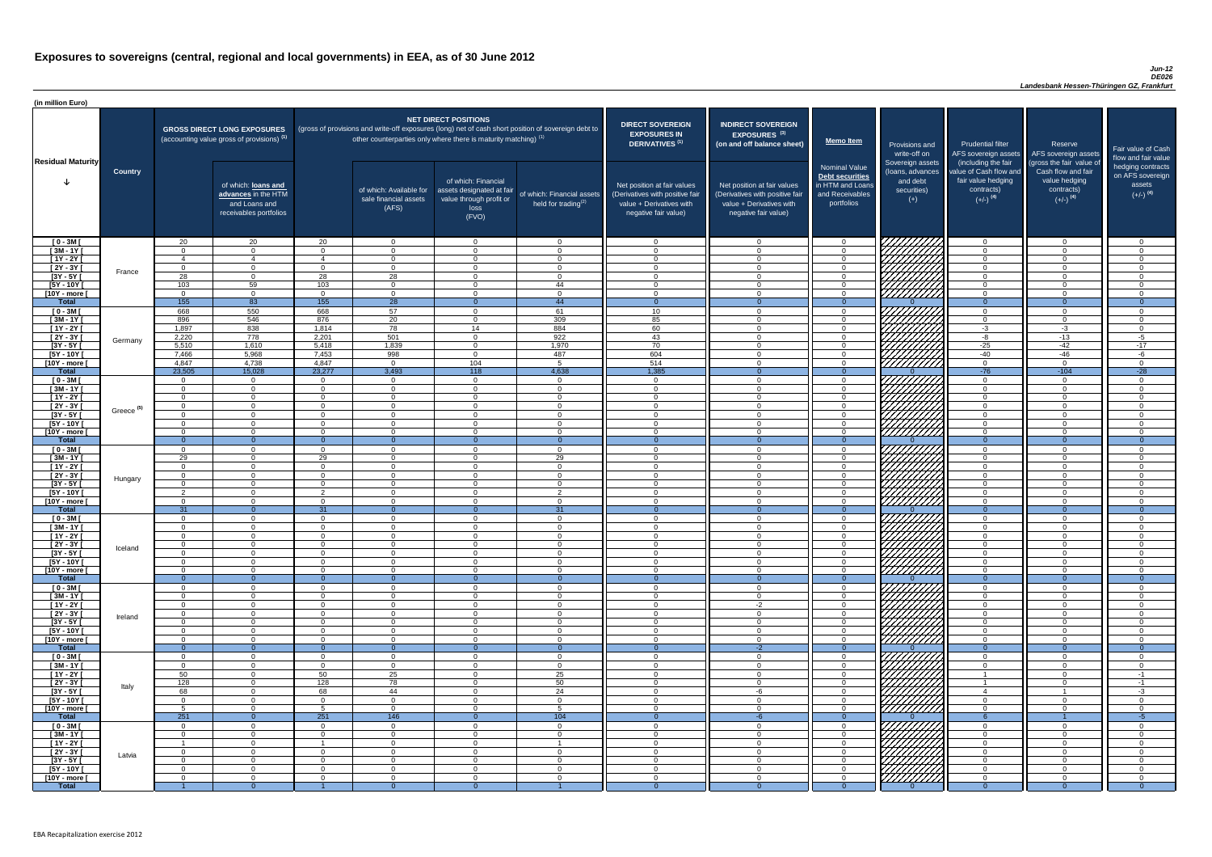# Exposures to sovereigns (central, regional and local governments) in EEA, as of 30 June 2012

*Jun-12*
*DE026*
*Landesbank Hessen-Thüringen GZ, Frankfurt*

(in million Euro)

| Residual Maturity | Country | GROSS DIRECT LONG EXPOSURES (accounting value gross of provisions) (1) | of which: loans and advances in the HTM and Loans and receivables portfolios | NET DIRECT POSITIONS (gross of provisions and write-off exposures (long) net of cash short position of sovereign debt to other counterparties only where there is maturity matching) (1) | of which: Available for sale financial assets (AFS) | of which: Financial assets designated at fair value through profit or loss (FVO) | of which: Financial assets held for trading(2) | DIRECT SOVEREIGN EXPOSURES IN DERIVATIVES (1) Net position at fair values (Derivatives with positive fair value + Derivatives with negative fair value) | INDIRECT SOVEREIGN EXPOSURES (3) (on and off balance sheet) Net position at fair values (Derivatives with positive fair value + Derivatives with negative fair value) | Memo Item: Nominal Value Debt securities in HTM and Loans and Receivables portfolios | Provisions and write-off on Sovereign assets (loans, advances and debt securities) (+) | Prudential filter AFS sovereign assets (including the fair value of Cash flow and fair value hedging contracts) (+/-) (4) | Reserve AFS sovereign assets (gross the fair value of Cash flow and fair value hedging contracts) (+/-) (4) | Fair value of Cash flow and fair value hedging contracts on AFS sovereign assets (+/-) (4) |
|---|---|---|---|---|---|---|---|---|---|---|---|---|---|---|
| [ 0 - 3M [ | France | 20 | 20 | 20 | 0 | 0 | 0 | 0 | 0 | 0 | | 0 | 0 | 0 |
| [ 3M - 1Y [ | | 0 | 0 | 0 | 0 | 0 | 0 | 0 | 0 | 0 | | 0 | 0 | 0 |
| [ 1Y - 2Y [ | | 4 | 4 | 4 | 0 | 0 | 0 | 0 | 0 | 0 | | 0 | 0 | 0 |
| [ 2Y - 3Y [ | | 0 | 0 | 0 | 0 | 0 | 0 | 0 | 0 | 0 | | 0 | 0 | 0 |
| [3Y - 5Y [ | | 28 | 0 | 28 | 28 | 0 | 0 | 0 | 0 | 0 | | 0 | 0 | 0 |
| [5Y - 10Y [ | | 103 | 59 | 103 | 0 | 0 | 44 | 0 | 0 | 0 | | 0 | 0 | 0 |
| [10Y - more [ | | 0 | 0 | 0 | 0 | 0 | 0 | 0 | 0 | 0 | | 0 | 0 | 0 |
| **Total** | | 155 | 83 | 155 | 28 | 0 | 44 | 0 | 0 | 0 | 0 | 0 | 0 | 0 |
| [ 0 - 3M [ | Germany | 668 | 550 | 668 | 57 | 0 | 61 | 10 | 0 | 0 | | 0 | 0 | 0 |
| [ 3M - 1Y [ | | 896 | 546 | 876 | 20 | 0 | 309 | 85 | 0 | 0 | | 0 | 0 | 0 |
| [ 1Y - 2Y [ | | 1,897 | 838 | 1,814 | 78 | 14 | 884 | 60 | 0 | 0 | | -3 | -3 | 0 |
| [ 2Y - 3Y [ | | 2,220 | 778 | 2,201 | 501 | 0 | 922 | 43 | 0 | 0 | | -8 | -13 | -5 |
| [3Y - 5Y [ | | 5,510 | 1,610 | 5,418 | 1,839 | 0 | 1,970 | 70 | 0 | 0 | | -25 | -42 | -17 |
| [5Y - 10Y [ | | 7,466 | 5,968 | 7,453 | 998 | 0 | 487 | 604 | 0 | 0 | | -40 | -46 | -6 |
| [10Y - more [ | | 4,847 | 4,738 | 4,847 | 0 | 104 | 5 | 514 | 0 | 0 | | 0 | 0 | 0 |
| **Total** | | 23,505 | 15,028 | 23,277 | 3,493 | 118 | 4,638 | 1,385 | 0 | 0 | 0 | -76 | -104 | -28 |
| [ 0 - 3M [ | Greece (5) | 0 | 0 | 0 | 0 | 0 | 0 | 0 | 0 | 0 | | 0 | 0 | 0 |
| [ 3M - 1Y [ | | 0 | 0 | 0 | 0 | 0 | 0 | 0 | 0 | 0 | | 0 | 0 | 0 |
| [ 1Y - 2Y [ | | 0 | 0 | 0 | 0 | 0 | 0 | 0 | 0 | 0 | | 0 | 0 | 0 |
| [ 2Y - 3Y [ | | 0 | 0 | 0 | 0 | 0 | 0 | 0 | 0 | 0 | | 0 | 0 | 0 |
| [3Y - 5Y [ | | 0 | 0 | 0 | 0 | 0 | 0 | 0 | 0 | 0 | | 0 | 0 | 0 |
| [5Y - 10Y [ | | 0 | 0 | 0 | 0 | 0 | 0 | 0 | 0 | 0 | | 0 | 0 | 0 |
| [10Y - more [ | | 0 | 0 | 0 | 0 | 0 | 0 | 0 | 0 | 0 | | 0 | 0 | 0 |
| **Total** | | 0 | 0 | 0 | 0 | 0 | 0 | 0 | 0 | 0 | 0 | 0 | 0 | 0 |
| [ 0 - 3M [ | Hungary | 0 | 0 | 0 | 0 | 0 | 0 | 0 | 0 | 0 | | 0 | 0 | 0 |
| [ 3M - 1Y [ | | 29 | 0 | 29 | 0 | 0 | 29 | 0 | 0 | 0 | | 0 | 0 | 0 |
| [ 1Y - 2Y [ | | 0 | 0 | 0 | 0 | 0 | 0 | 0 | 0 | 0 | | 0 | 0 | 0 |
| [ 2Y - 3Y [ | | 0 | 0 | 0 | 0 | 0 | 0 | 0 | 0 | 0 | | 0 | 0 | 0 |
| [3Y - 5Y [ | | 0 | 0 | 0 | 0 | 0 | 0 | 0 | 0 | 0 | | 0 | 0 | 0 |
| [5Y - 10Y [ | | 2 | 0 | 2 | 0 | 0 | 2 | 0 | 0 | 0 | | 0 | 0 | 0 |
| [10Y - more [ | | 0 | 0 | 0 | 0 | 0 | 0 | 0 | 0 | 0 | | 0 | 0 | 0 |
| **Total** | | 31 | 0 | 31 | 0 | 0 | 31 | 0 | 0 | 0 | 0 | 0 | 0 | 0 |
| [ 0 - 3M [ | Iceland | 0 | 0 | 0 | 0 | 0 | 0 | 0 | 0 | 0 | | 0 | 0 | 0 |
| [ 3M - 1Y [ | | 0 | 0 | 0 | 0 | 0 | 0 | 0 | 0 | 0 | | 0 | 0 | 0 |
| [ 1Y - 2Y [ | | 0 | 0 | 0 | 0 | 0 | 0 | 0 | 0 | 0 | | 0 | 0 | 0 |
| [ 2Y - 3Y [ | | 0 | 0 | 0 | 0 | 0 | 0 | 0 | 0 | 0 | | 0 | 0 | 0 |
| [3Y - 5Y [ | | 0 | 0 | 0 | 0 | 0 | 0 | 0 | 0 | 0 | | 0 | 0 | 0 |
| [5Y - 10Y [ | | 0 | 0 | 0 | 0 | 0 | 0 | 0 | 0 | 0 | | 0 | 0 | 0 |
| [10Y - more [ | | 0 | 0 | 0 | 0 | 0 | 0 | 0 | 0 | 0 | | 0 | 0 | 0 |
| **Total** | | 0 | 0 | 0 | 0 | 0 | 0 | 0 | 0 | 0 | 0 | 0 | 0 | 0 |
| [ 0 - 3M [ | Ireland | 0 | 0 | 0 | 0 | 0 | 0 | 0 | 0 | 0 | | 0 | 0 | 0 |
| [ 3M - 1Y [ | | 0 | 0 | 0 | 0 | 0 | 0 | 0 | 0 | 0 | | 0 | 0 | 0 |
| [ 1Y - 2Y [ | | 0 | 0 | 0 | 0 | 0 | 0 | 0 | -2 | 0 | | 0 | 0 | 0 |
| [ 2Y - 3Y [ | | 0 | 0 | 0 | 0 | 0 | 0 | 0 | 0 | 0 | | 0 | 0 | 0 |
| [3Y - 5Y [ | | 0 | 0 | 0 | 0 | 0 | 0 | 0 | 0 | 0 | | 0 | 0 | 0 |
| [5Y - 10Y [ | | 0 | 0 | 0 | 0 | 0 | 0 | 0 | 0 | 0 | | 0 | 0 | 0 |
| [10Y - more [ | | 0 | 0 | 0 | 0 | 0 | 0 | 0 | 0 | 0 | | 0 | 0 | 0 |
| **Total** | | 0 | 0 | 0 | 0 | 0 | 0 | 0 | -2 | 0 | 0 | 0 | 0 | 0 |
| [ 0 - 3M [ | Italy | 0 | 0 | 0 | 0 | 0 | 0 | 0 | 0 | 0 | | 0 | 0 | 0 |
| [ 3M - 1Y [ | | 0 | 0 | 0 | 0 | 0 | 0 | 0 | 0 | 0 | | 0 | 0 | 0 |
| [ 1Y - 2Y [ | | 50 | 0 | 50 | 25 | 0 | 25 | 0 | 0 | 0 | | 1 | 0 | -1 |
| [ 2Y - 3Y [ | | 128 | 0 | 128 | 78 | 0 | 50 | 0 | 0 | 0 | | 1 | 0 | -1 |
| [3Y - 5Y [ | | 68 | 0 | 68 | 44 | 0 | 24 | 0 | -6 | 0 | | 4 | 1 | -3 |
| [5Y - 10Y [ | | 0 | 0 | 0 | 0 | 0 | 0 | 0 | 0 | 0 | | 0 | 0 | 0 |
| [10Y - more [ | | 5 | 0 | 5 | 0 | 0 | 5 | 0 | 0 | 0 | | 0 | 0 | 0 |
| **Total** | | 251 | 0 | 251 | 146 | 0 | 104 | 0 | -6 | 0 | 0 | 6 | 1 | -5 |
| [ 0 - 3M [ | Latvia | 0 | 0 | 0 | 0 | 0 | 0 | 0 | 0 | 0 | | 0 | 0 | 0 |
| [ 3M - 1Y [ | | 0 | 0 | 0 | 0 | 0 | 0 | 0 | 0 | 0 | | 0 | 0 | 0 |
| [ 1Y - 2Y [ | | 1 | 0 | 1 | 0 | 0 | 1 | 0 | 0 | 0 | | 0 | 0 | 0 |
| [ 2Y - 3Y [ | | 0 | 0 | 0 | 0 | 0 | 0 | 0 | 0 | 0 | | 0 | 0 | 0 |
| [3Y - 5Y [ | | 0 | 0 | 0 | 0 | 0 | 0 | 0 | 0 | 0 | | 0 | 0 | 0 |
| [5Y - 10Y [ | | 0 | 0 | 0 | 0 | 0 | 0 | 0 | 0 | 0 | | 0 | 0 | 0 |
| [10Y - more [ | | 0 | 0 | 0 | 0 | 0 | 0 | 0 | 0 | 0 | | 0 | 0 | 0 |
| **Total** | | 1 | 0 | 1 | 0 | 0 | 1 | 0 | 0 | 0 | 0 | 0 | 0 | 0 |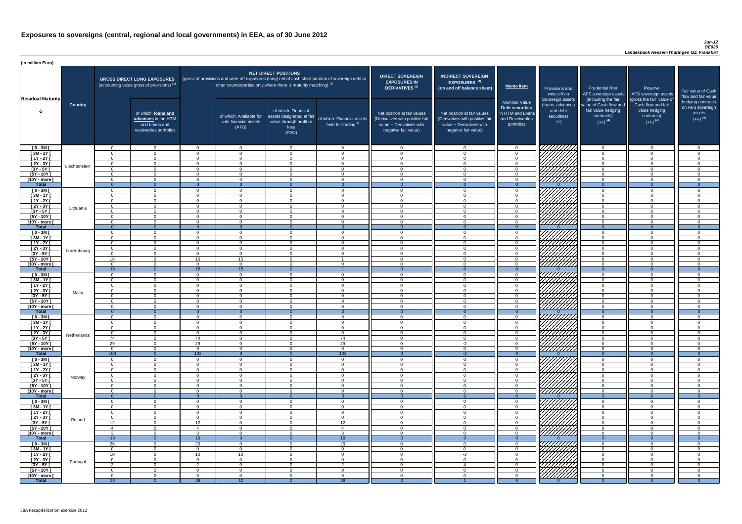# Exposures to sovereigns (central, regional and local governments) in EEA, as of 30 June 2012

*Jun-12*
*DE026*
*Landesbank Hessen-Thüringen GZ, Frankfurt*

(in million Euro)

| Residual Maturity | Country | GROSS DIRECT LONG EXPOSURES (accounting value gross of provisions) (1) | of which: loans and advances in the HTM and Loans and receivables portfolios | NET DIRECT POSITIONS (gross of provisions and write-off exposures (long) net of cash short position of sovereign debt to other counterparties only where there is maturity matching) (1) | of which: Available for sale financial assets (AFS) | of which: Financial assets designated at fair value through profit or loss (FVO) | of which: Financial assets held for trading(2) | DIRECT SOVEREIGN EXPOSURES IN DERIVATIVES (1) Net position at fair values (Derivatives with positive fair value + Derivatives with negative fair value) | INDIRECT SOVEREIGN EXPOSURES (3) (on and off balance sheet) Net position at fair values (Derivatives with positive fair value + Derivatives with negative fair value) | Memo Item: Nominal Value Debt securities in HTM and Loans and Receivables portfolios | Provisions and write-off on Sovereign assets (loans, advances and debt securities) (+) | Prudential filter AFS sovereign assets (including the fair value of Cash flow and fair value hedging contracts) (+/-) (4) | Reserve AFS sovereign assets (gross the fair value of Cash flow and fair value hedging contracts) (+/-) (4) | Fair value of Cash flow and fair value hedging contracts on AFS sovereign assets (+/-) (4) |
|---|---|---|---|---|---|---|---|---|---|---|---|---|---|---|
| [ 0 - 3M [ | Liechtenstein | 0 | 0 | 0 | 0 | 0 | 0 | 0 | 0 | 0 | | 0 | 0 | 0 |
| [ 3M - 1Y [ | | 0 | 0 | 0 | 0 | 0 | 0 | 0 | 0 | 0 | | 0 | 0 | 0 |
| [ 1Y - 2Y [ | | 0 | 0 | 0 | 0 | 0 | 0 | 0 | 0 | 0 | | 0 | 0 | 0 |
| [ 2Y - 3Y [ | | 0 | 0 | 0 | 0 | 0 | 0 | 0 | 0 | 0 | | 0 | 0 | 0 |
| [3Y - 5Y [ | | 0 | 0 | 0 | 0 | 0 | 0 | 0 | 0 | 0 | | 0 | 0 | 0 |
| [5Y - 10Y [ | | 0 | 0 | 0 | 0 | 0 | 0 | 0 | 0 | 0 | | 0 | 0 | 0 |
| [10Y - more [ | | 0 | 0 | 0 | 0 | 0 | 0 | 0 | 0 | 0 | | 0 | 0 | 0 |
| **Total** | | 0 | 0 | 0 | 0 | 0 | 0 | 0 | 0 | 0 | 0 | 0 | 0 | 0 |
| [ 0 - 3M [ | Lithuania | 0 | 0 | 0 | 0 | 0 | 0 | 0 | 0 | 0 | | 0 | 0 | 0 |
| [ 3M - 1Y [ | | 0 | 0 | 0 | 0 | 0 | 0 | 0 | 0 | 0 | | 0 | 0 | 0 |
| [ 1Y - 2Y [ | | 0 | 0 | 0 | 0 | 0 | 0 | 0 | 0 | 0 | | 0 | 0 | 0 |
| [ 2Y - 3Y [ | | 0 | 0 | 0 | 0 | 0 | 0 | 0 | 0 | 0 | | 0 | 0 | 0 |
| [3Y - 5Y [ | | 0 | 0 | 0 | 0 | 0 | 0 | 0 | 0 | 0 | | 0 | 0 | 0 |
| [5Y - 10Y [ | | 0 | 0 | 0 | 0 | 0 | 0 | 0 | 0 | 0 | | 0 | 0 | 0 |
| [10Y - more [ | | 0 | 0 | 0 | 0 | 0 | 0 | 0 | 0 | 0 | | 0 | 0 | 0 |
| **Total** | | 0 | 0 | 0 | 0 | 0 | 0 | 0 | 0 | 0 | 0 | 0 | 0 | 0 |
| [ 0 - 3M [ | Luxembourg | 0 | 0 | 0 | 0 | 0 | 0 | 0 | 0 | 0 | | 0 | 0 | 0 |
| [ 3M - 1Y [ | | 0 | 0 | 0 | 0 | 0 | 0 | 0 | 0 | 0 | | 0 | 0 | 0 |
| [ 1Y - 2Y [ | | 0 | 0 | 0 | 0 | 0 | 0 | 0 | 0 | 0 | | 0 | 0 | 0 |
| [ 2Y - 3Y [ | | 0 | 0 | 0 | 0 | 0 | 0 | 0 | 0 | 0 | | 0 | 0 | 0 |
| [3Y - 5Y [ | | 0 | 0 | 0 | 0 | 0 | 0 | 0 | 0 | 0 | | 0 | 0 | 0 |
| [5Y - 10Y [ | | 16 | 0 | 16 | 15 | 0 | 1 | 0 | 0 | 0 | | 0 | 0 | 0 |
| [10Y - more [ | | 0 | 0 | 0 | 0 | 0 | 0 | 0 | 0 | 0 | | 0 | 0 | 0 |
| **Total** | | 16 | 0 | 16 | 15 | 0 | 1 | 0 | 0 | 0 | 0 | 0 | 0 | 0 |
| [ 0 - 3M [ | Malta | 0 | 0 | 0 | 0 | 0 | 0 | 0 | 0 | 0 | | 0 | 0 | 0 |
| [ 3M - 1Y [ | | 0 | 0 | 0 | 0 | 0 | 0 | 0 | 0 | 0 | | 0 | 0 | 0 |
| [ 1Y - 2Y [ | | 0 | 0 | 0 | 0 | 0 | 0 | 0 | 0 | 0 | | 0 | 0 | 0 |
| [ 2Y - 3Y [ | | 0 | 0 | 0 | 0 | 0 | 0 | 0 | 0 | 0 | | 0 | 0 | 0 |
| [3Y - 5Y [ | | 0 | 0 | 0 | 0 | 0 | 0 | 0 | 0 | 0 | | 0 | 0 | 0 |
| [5Y - 10Y [ | | 0 | 0 | 0 | 0 | 0 | 0 | 0 | 0 | 0 | | 0 | 0 | 0 |
| [10Y - more [ | | 0 | 0 | 0 | 0 | 0 | 0 | 0 | 0 | 0 | | 0 | 0 | 0 |
| **Total** | | 0 | 0 | 0 | 0 | 0 | 0 | 0 | 0 | 0 | 0 | 0 | 0 | 0 |
| [ 0 - 3M [ | Netherlands | 0 | 0 | 0 | 0 | 0 | 0 | 0 | 0 | 0 | | 0 | 0 | 0 |
| [ 3M - 1Y [ | | 0 | 0 | 0 | 0 | 0 | 0 | 0 | 0 | 0 | | 0 | 0 | 0 |
| [ 1Y - 2Y [ | | 0 | 0 | 0 | 0 | 0 | 0 | 0 | 0 | 0 | | 0 | 0 | 0 |
| [ 2Y - 3Y [ | | 0 | 0 | 0 | 0 | 0 | 0 | 0 | 0 | 0 | | 0 | 0 | 0 |
| [3Y - 5Y [ | | 74 | 0 | 74 | 0 | 0 | 74 | 0 | 0 | 0 | | 0 | 0 | 0 |
| [5Y - 10Y [ | | 29 | 0 | 29 | 0 | 0 | 29 | 0 | -2 | 0 | | 0 | 0 | 0 |
| [10Y - more [ | | 0 | 0 | 0 | 0 | 0 | 0 | 0 | 0 | 0 | | 0 | 0 | 0 |
| **Total** | | 103 | 0 | 103 | 0 | 0 | 103 | 0 | -2 | 0 | 0 | 0 | 0 | 0 |
| [ 0 - 3M [ | Norway | 0 | 0 | 0 | 0 | 0 | 0 | 0 | 0 | 0 | | 0 | 0 | 0 |
| [ 3M - 1Y [ | | 0 | 0 | 0 | 0 | 0 | 0 | 0 | 0 | 0 | | 0 | 0 | 0 |
| [ 1Y - 2Y [ | | 0 | 0 | 0 | 0 | 0 | 0 | 0 | 0 | 0 | | 0 | 0 | 0 |
| [ 2Y - 3Y [ | | 0 | 0 | 0 | 0 | 0 | 0 | 0 | 0 | 0 | | 0 | 0 | 0 |
| [3Y - 5Y [ | | 0 | 0 | 0 | 0 | 0 | 0 | 0 | 0 | 0 | | 0 | 0 | 0 |
| [5Y - 10Y [ | | 0 | 0 | 0 | 0 | 0 | 0 | 0 | 0 | 0 | | 0 | 0 | 0 |
| [10Y - more [ | | 0 | 0 | 0 | 0 | 0 | 0 | 0 | 0 | 0 | | 0 | 0 | 0 |
| **Total** | | 0 | 0 | 0 | 0 | 0 | 0 | 0 | 0 | 0 | 0 | 0 | 0 | 0 |
| [ 0 - 3M [ | Poland | 0 | 0 | 0 | 0 | 0 | 0 | 0 | 0 | 0 | | 0 | 0 | 0 |
| [ 3M - 1Y [ | | 0 | 0 | 0 | 0 | 0 | 0 | 0 | 0 | 0 | | 0 | 0 | 0 |
| [ 1Y - 2Y [ | | 0 | 0 | 0 | 0 | 0 | 0 | 0 | 0 | 0 | | 0 | 0 | 0 |
| [ 2Y - 3Y [ | | 0 | 0 | 0 | 0 | 0 | 0 | 0 | 0 | 0 | | 0 | 0 | 0 |
| [3Y - 5Y [ | | 12 | 0 | 12 | 0 | 0 | 12 | 0 | 0 | 0 | | 0 | 0 | 0 |
| [5Y - 10Y [ | | 4 | 0 | 4 | 0 | 0 | 4 | 0 | 0 | 0 | | 0 | 0 | 0 |
| [10Y - more [ | | 3 | 0 | 3 | 0 | 0 | 3 | 0 | 0 | 0 | | 0 | 0 | 0 |
| **Total** | | 19 | 0 | 19 | 0 | 0 | 19 | 0 | 0 | 0 | 0 | 0 | 0 | 0 |
| [ 0 - 3M [ | Portugal | 26 | 0 | 26 | 0 | 0 | 26 | 0 | 0 | 0 | | 0 | 0 | 0 |
| [ 3M - 1Y [ | | 0 | 0 | 0 | 0 | 0 | 0 | 0 | 0 | 0 | | 0 | 0 | 0 |
| [ 1Y - 2Y [ | | 10 | 0 | 10 | 10 | 0 | 0 | 0 | -3 | 0 | | 0 | 0 | 0 |
| [ 2Y - 3Y [ | | 0 | 0 | 0 | 0 | 0 | 0 | 0 | 0 | 0 | | 0 | 0 | 0 |
| [3Y - 5Y [ | | 2 | 0 | 2 | 0 | 0 | 2 | 0 | 4 | 0 | | 0 | 0 | 0 |
| [5Y - 10Y [ | | 0 | 0 | 0 | 0 | 0 | 0 | 0 | 0 | 0 | | 0 | 0 | 0 |
| [10Y - more [ | | 0 | 0 | 0 | 0 | 0 | 0 | 0 | 0 | 0 | | 0 | 0 | 0 |
| **Total** | | 38 | 0 | 38 | 10 | 0 | 28 | 0 | 1 | 0 | 0 | 0 | 0 | 0 |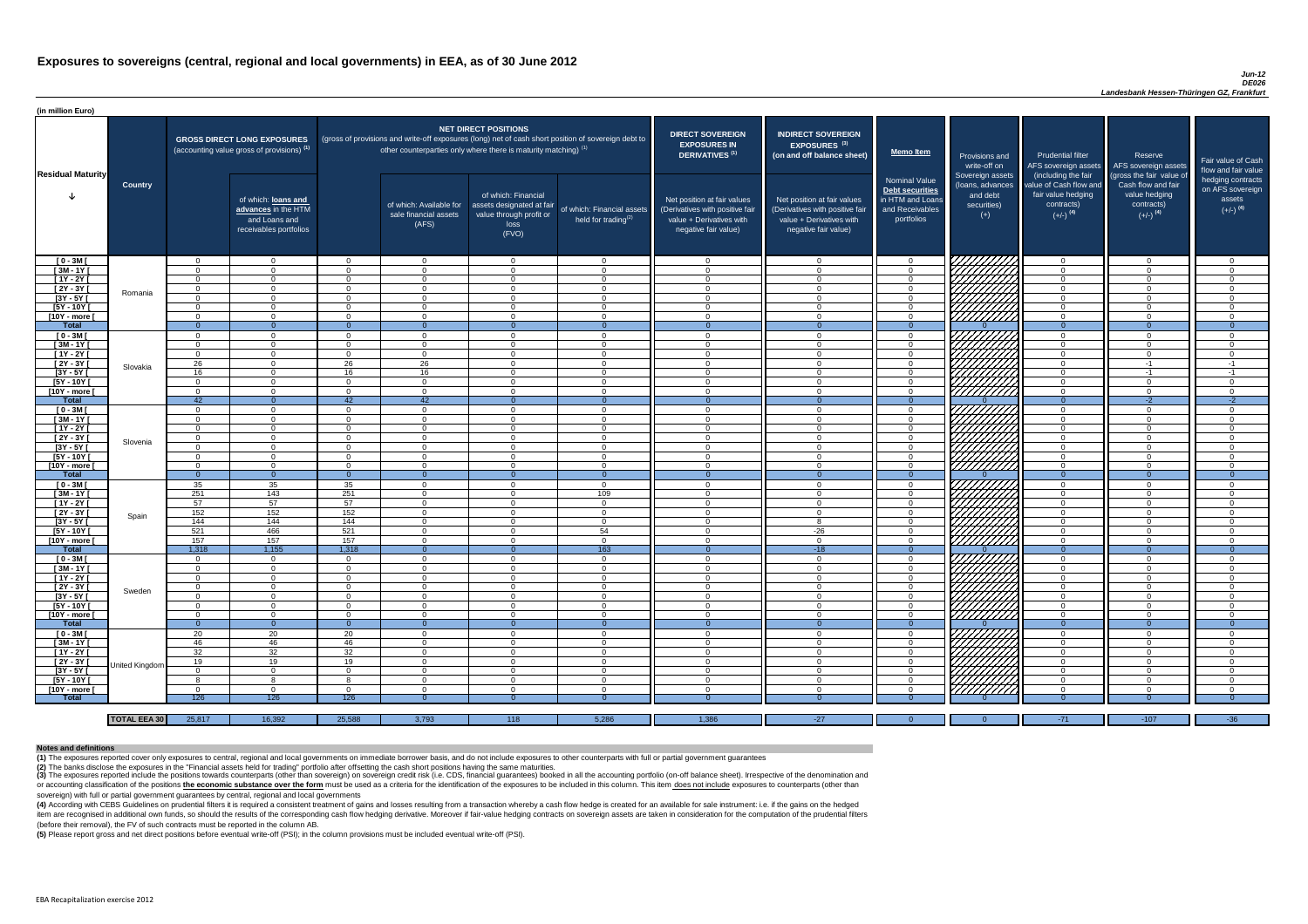# Exposures to sovereigns (central, regional and local governments) in EEA, as of 30 June 2012

*Jun-12*
*DE026*
*Landesbank Hessen-Thüringen GZ, Frankfurt*

(in million Euro)

| Residual Maturity | Country | GROSS DIRECT LONG EXPOSURES (accounting value gross of provisions) (1) | | NET DIRECT POSITIONS (gross of provisions and write-off exposures (long) net of cash short position of sovereign debt to other counterparties only where there is maturity matching) (1) | | | | DIRECT SOVEREIGN EXPOSURES IN DERIVATIVES (1) | INDIRECT SOVEREIGN EXPOSURES (3) (on and off balance sheet) | Memo Item | Provisions and write-off on Sovereign assets (loans, advances and debt securities) (+) | Prudential filter AFS sovereign assets (including the fair value of Cash flow and fair value hedging contracts) (+/-) (4) | Reserve AFS sovereign assets (gross the fair value of Cash flow and fair value hedging contracts) (+/-) (4) | Fair value of Cash flow and fair value hedging contracts on AFS sovereign assets (+/-) (4) |
|---|---|---|---|---|---|---|---|---|---|---|---|---|---|---|
| | | | of which: loans and advances in the HTM and Loans and receivables portfolios | | of which: Available for sale financial assets (AFS) | of which: Financial assets designated at fair value through profit or loss (FVO) | of which: Financial assets held for trading(2) | Net position at fair values (Derivatives with positive fair value + Derivatives with negative fair value) | Net position at fair values (Derivatives with positive fair value + Derivatives with negative fair value) | Nominal Value Debt securities in HTM and Loans and Receivables portfolios | | | | |
| [ 0 - 3M [ | Romania | 0 | 0 | 0 | 0 | 0 | 0 | 0 | 0 | 0 | | 0 | 0 | 0 |
| [ 3M - 1Y [ | | 0 | 0 | 0 | 0 | 0 | 0 | 0 | 0 | 0 | | 0 | 0 | 0 |
| [ 1Y - 2Y [ | | 0 | 0 | 0 | 0 | 0 | 0 | 0 | 0 | 0 | | 0 | 0 | 0 |
| [ 2Y - 3Y [ | | 0 | 0 | 0 | 0 | 0 | 0 | 0 | 0 | 0 | | 0 | 0 | 0 |
| [3Y - 5Y [ | | 0 | 0 | 0 | 0 | 0 | 0 | 0 | 0 | 0 | | 0 | 0 | 0 |
| [5Y - 10Y [ | | 0 | 0 | 0 | 0 | 0 | 0 | 0 | 0 | 0 | | 0 | 0 | 0 |
| [10Y - more [ | | 0 | 0 | 0 | 0 | 0 | 0 | 0 | 0 | 0 | | 0 | 0 | 0 |
| Total | | 0 | 0 | 0 | 0 | 0 | 0 | 0 | 0 | 0 | 0 | 0 | 0 | 0 |
| [ 0 - 3M [ | Slovakia | 0 | 0 | 0 | 0 | 0 | 0 | 0 | 0 | 0 | | 0 | 0 | 0 |
| [ 3M - 1Y [ | | 0 | 0 | 0 | 0 | 0 | 0 | 0 | 0 | 0 | | 0 | 0 | 0 |
| [ 1Y - 2Y [ | | 0 | 0 | 0 | 0 | 0 | 0 | 0 | 0 | 0 | | 0 | 0 | 0 |
| [ 2Y - 3Y [ | | 26 | 0 | 26 | 26 | 0 | 0 | 0 | 0 | 0 | | 0 | -1 | -1 |
| [3Y - 5Y [ | | 16 | 0 | 16 | 16 | 0 | 0 | 0 | 0 | 0 | | 0 | -1 | -1 |
| [5Y - 10Y [ | | 0 | 0 | 0 | 0 | 0 | 0 | 0 | 0 | 0 | | 0 | 0 | 0 |
| [10Y - more [ | | 0 | 0 | 0 | 0 | 0 | 0 | 0 | 0 | 0 | | 0 | 0 | 0 |
| Total | | 42 | 0 | 42 | 42 | 0 | 0 | 0 | 0 | 0 | 0 | 0 | -2 | -2 |
| [ 0 - 3M [ | Slovenia | 0 | 0 | 0 | 0 | 0 | 0 | 0 | 0 | 0 | | 0 | 0 | 0 |
| [ 3M - 1Y [ | | 0 | 0 | 0 | 0 | 0 | 0 | 0 | 0 | 0 | | 0 | 0 | 0 |
| [ 1Y - 2Y [ | | 0 | 0 | 0 | 0 | 0 | 0 | 0 | 0 | 0 | | 0 | 0 | 0 |
| [ 2Y - 3Y [ | | 0 | 0 | 0 | 0 | 0 | 0 | 0 | 0 | 0 | | 0 | 0 | 0 |
| [3Y - 5Y [ | | 0 | 0 | 0 | 0 | 0 | 0 | 0 | 0 | 0 | | 0 | 0 | 0 |
| [5Y - 10Y [ | | 0 | 0 | 0 | 0 | 0 | 0 | 0 | 0 | 0 | | 0 | 0 | 0 |
| [10Y - more [ | | 0 | 0 | 0 | 0 | 0 | 0 | 0 | 0 | 0 | | 0 | 0 | 0 |
| Total | | 0 | 0 | 0 | 0 | 0 | 0 | 0 | 0 | 0 | 0 | 0 | 0 | 0 |
| [ 0 - 3M [ | Spain | 35 | 35 | 35 | 0 | 0 | 0 | 0 | 0 | 0 | | 0 | 0 | 0 |
| [ 3M - 1Y [ | | 251 | 143 | 251 | 0 | 0 | 109 | 0 | 0 | 0 | | 0 | 0 | 0 |
| [ 1Y - 2Y [ | | 57 | 57 | 57 | 0 | 0 | 0 | 0 | 0 | 0 | | 0 | 0 | 0 |
| [ 2Y - 3Y [ | | 152 | 152 | 152 | 0 | 0 | 0 | 0 | 0 | 0 | | 0 | 0 | 0 |
| [3Y - 5Y [ | | 144 | 144 | 144 | 0 | 0 | 0 | 0 | 8 | 0 | | 0 | 0 | 0 |
| [5Y - 10Y [ | | 521 | 466 | 521 | 0 | 0 | 54 | 0 | -26 | 0 | | 0 | 0 | 0 |
| [10Y - more [ | | 157 | 157 | 157 | 0 | 0 | 0 | 0 | 0 | 0 | | 0 | 0 | 0 |
| Total | | 1,318 | 1,155 | 1,318 | 0 | 0 | 163 | 0 | -18 | 0 | 0 | 0 | 0 | 0 |
| [ 0 - 3M [ | Sweden | 0 | 0 | 0 | 0 | 0 | 0 | 0 | 0 | 0 | | 0 | 0 | 0 |
| [ 3M - 1Y [ | | 0 | 0 | 0 | 0 | 0 | 0 | 0 | 0 | 0 | | 0 | 0 | 0 |
| [ 1Y - 2Y [ | | 0 | 0 | 0 | 0 | 0 | 0 | 0 | 0 | 0 | | 0 | 0 | 0 |
| [ 2Y - 3Y [ | | 0 | 0 | 0 | 0 | 0 | 0 | 0 | 0 | 0 | | 0 | 0 | 0 |
| [3Y - 5Y [ | | 0 | 0 | 0 | 0 | 0 | 0 | 0 | 0 | 0 | | 0 | 0 | 0 |
| [5Y - 10Y [ | | 0 | 0 | 0 | 0 | 0 | 0 | 0 | 0 | 0 | | 0 | 0 | 0 |
| [10Y - more [ | | 0 | 0 | 0 | 0 | 0 | 0 | 0 | 0 | 0 | | 0 | 0 | 0 |
| Total | | 0 | 0 | 0 | 0 | 0 | 0 | 0 | 0 | 0 | 0 | 0 | 0 | 0 |
| [ 0 - 3M [ | United Kingdom | 20 | 20 | 20 | 0 | 0 | 0 | 0 | 0 | 0 | | 0 | 0 | 0 |
| [ 3M - 1Y [ | | 46 | 46 | 46 | 0 | 0 | 0 | 0 | 0 | 0 | | 0 | 0 | 0 |
| [ 1Y - 2Y [ | | 32 | 32 | 32 | 0 | 0 | 0 | 0 | 0 | 0 | | 0 | 0 | 0 |
| [ 2Y - 3Y [ | | 19 | 19 | 19 | 0 | 0 | 0 | 0 | 0 | 0 | | 0 | 0 | 0 |
| [3Y - 5Y [ | | 0 | 0 | 0 | 0 | 0 | 0 | 0 | 0 | 0 | | 0 | 0 | 0 |
| [5Y - 10Y [ | | 8 | 8 | 8 | 0 | 0 | 0 | 0 | 0 | 0 | | 0 | 0 | 0 |
| [10Y - more [ | | 0 | 0 | 0 | 0 | 0 | 0 | 0 | 0 | 0 | | 0 | 0 | 0 |
| Total | | 126 | 126 | 126 | 0 | 0 | 0 | 0 | 0 | 0 | 0 | 0 | 0 | 0 |
| | TOTAL EEA 30 | 25,817 | 16,392 | 25,588 | 3,793 | 118 | 5,286 | 1,386 | -27 | 0 | 0 | -71 | -107 | -36 |

**Notes and definitions**

**(1)** The exposures reported cover only exposures to central, regional and local governments on immediate borrower basis, and do not include exposures to other counterparts with full or partial government guarantees

**(2)** The banks disclose the exposures in the "Financial assets held for trading" portfolio after offsetting the cash short positions having the same maturities.

**(3)** The exposures reported include the positions towards counterparts (other than sovereign) on sovereign credit risk (i.e. CDS, financial guarantees) booked in all the accounting portfolio (on-off balance sheet). Irrespective of the denomination and or accounting classification of the positions **the economic substance over the form** must be used as a criteria for the identification of the exposures to be included in this column. This item does not include exposures to counterparts (other than sovereign) with full or partial government guarantees by central, regional and local governments

**(4)** According with CEBS Guidelines on prudential filters it is required a consistent treatment of gains and losses resulting from a transaction whereby a cash flow hedge is created for an available for sale instrument: i.e. if the gains on the hedged item are recognised in additional own funds, so should the results of the corresponding cash flow hedging derivative. Moreover if fair-value hedging contracts on sovereign assets are taken in consideration for the computation of the prudential filters (before their removal), the FV of such contracts must be reported in the column AB.

**(5)** Please report gross and net direct positions before eventual write-off (PSI); in the column provisions must be included eventual write-off (PSI).